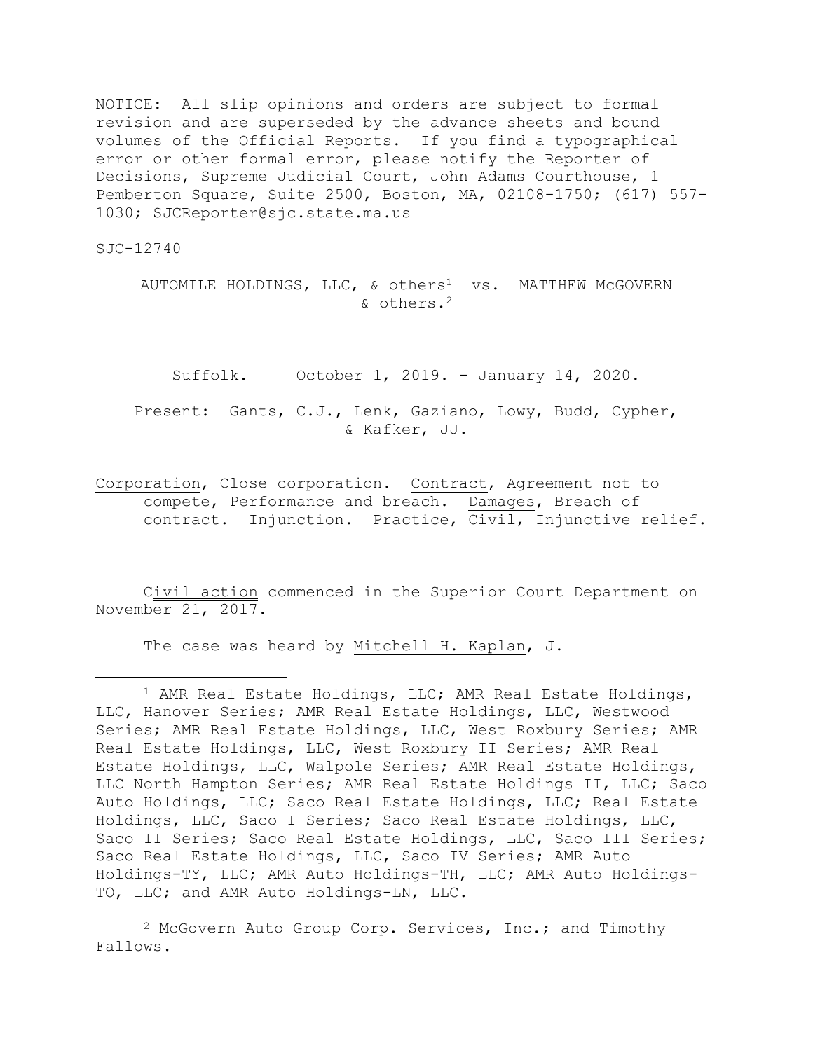NOTICE: All slip opinions and orders are subject to formal revision and are superseded by the advance sheets and bound volumes of the Official Reports. If you find a typographical error or other formal error, please notify the Reporter of Decisions, Supreme Judicial Court, John Adams Courthouse, 1 Pemberton Square, Suite 2500, Boston, MA, 02108-1750; (617) 557-1030; SJCReporter@sjc.state.ma.us

SJC-12740

AUTOMILE HOLDINGS, LLC, & others[1] vs. MATTHEW McGOVERN & others.[2]

Suffolk. October 1, 2019. - January 14, 2020.

Present: Gants, C.J., Lenk, Gaziano, Lowy, Budd, Cypher, & Kafker, JJ.

Corporation, Close corporation. Contract, Agreement not to compete, Performance and breach. Damages, Breach of contract. Injunction. Practice, Civil, Injunctive relief.

Civil action commenced in the Superior Court Department on November 21, 2017.

The case was heard by Mitchell H. Kaplan, J.

---

[1] AMR Real Estate Holdings, LLC; AMR Real Estate Holdings, LLC, Hanover Series; AMR Real Estate Holdings, LLC, Westwood Series; AMR Real Estate Holdings, LLC, West Roxbury Series; AMR Real Estate Holdings, LLC, West Roxbury II Series; AMR Real Estate Holdings, LLC, Walpole Series; AMR Real Estate Holdings, LLC North Hampton Series; AMR Real Estate Holdings II, LLC; Saco Auto Holdings, LLC; Saco Real Estate Holdings, LLC; Real Estate Holdings, LLC, Saco I Series; Saco Real Estate Holdings, LLC, Saco II Series; Saco Real Estate Holdings, LLC, Saco III Series; Saco Real Estate Holdings, LLC, Saco IV Series; AMR Auto Holdings-TY, LLC; AMR Auto Holdings-TH, LLC; AMR Auto Holdings-TO, LLC; and AMR Auto Holdings-LN, LLC.

[2] McGovern Auto Group Corp. Services, Inc.; and Timothy Fallows.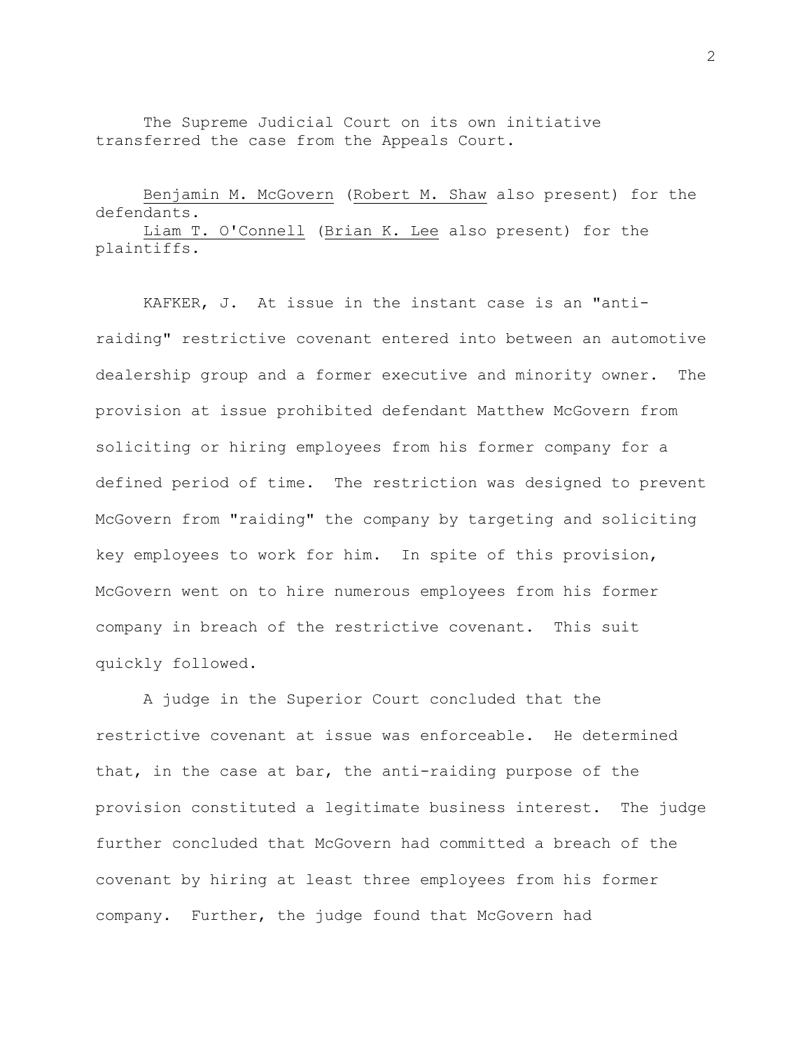The Supreme Judicial Court on its own initiative transferred the case from the Appeals Court.

Benjamin M. McGovern (Robert M. Shaw also present) for the defendants.
Liam T. O'Connell (Brian K. Lee also present) for the plaintiffs.

KAFKER, J. At issue in the instant case is an "anti-raiding" restrictive covenant entered into between an automotive dealership group and a former executive and minority owner. The provision at issue prohibited defendant Matthew McGovern from soliciting or hiring employees from his former company for a defined period of time. The restriction was designed to prevent McGovern from "raiding" the company by targeting and soliciting key employees to work for him. In spite of this provision, McGovern went on to hire numerous employees from his former company in breach of the restrictive covenant. This suit quickly followed.

A judge in the Superior Court concluded that the restrictive covenant at issue was enforceable. He determined that, in the case at bar, the anti-raiding purpose of the provision constituted a legitimate business interest. The judge further concluded that McGovern had committed a breach of the covenant by hiring at least three employees from his former company. Further, the judge found that McGovern had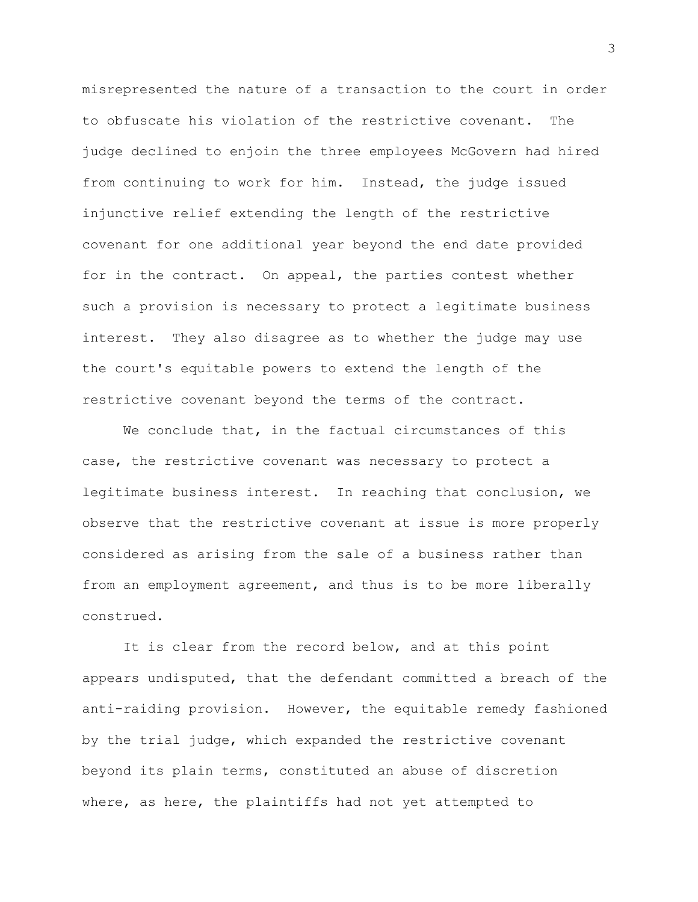misrepresented the nature of a transaction to the court in order to obfuscate his violation of the restrictive covenant. The judge declined to enjoin the three employees McGovern had hired from continuing to work for him. Instead, the judge issued injunctive relief extending the length of the restrictive covenant for one additional year beyond the end date provided for in the contract. On appeal, the parties contest whether such a provision is necessary to protect a legitimate business interest. They also disagree as to whether the judge may use the court's equitable powers to extend the length of the restrictive covenant beyond the terms of the contract.

We conclude that, in the factual circumstances of this case, the restrictive covenant was necessary to protect a legitimate business interest. In reaching that conclusion, we observe that the restrictive covenant at issue is more properly considered as arising from the sale of a business rather than from an employment agreement, and thus is to be more liberally construed.

It is clear from the record below, and at this point appears undisputed, that the defendant committed a breach of the anti-raiding provision. However, the equitable remedy fashioned by the trial judge, which expanded the restrictive covenant beyond its plain terms, constituted an abuse of discretion where, as here, the plaintiffs had not yet attempted to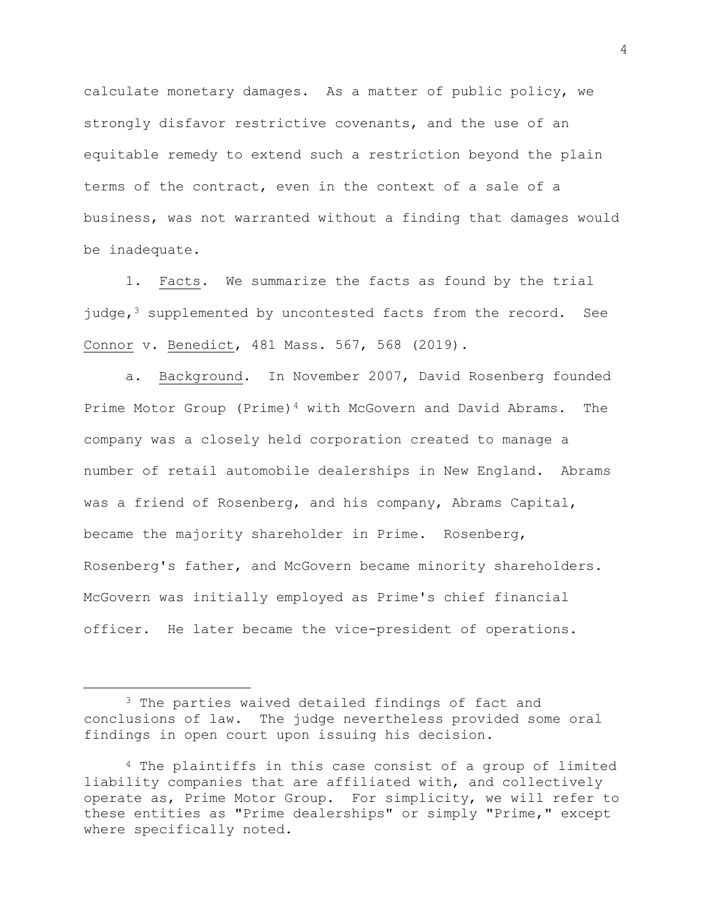calculate monetary damages. As a matter of public policy, we strongly disfavor restrictive covenants, and the use of an equitable remedy to extend such a restriction beyond the plain terms of the contract, even in the context of a sale of a business, was not warranted without a finding that damages would be inadequate.

1. Facts. We summarize the facts as found by the trial judge,[3] supplemented by uncontested facts from the record. See Connor v. Benedict, 481 Mass. 567, 568 (2019).

a. Background. In November 2007, David Rosenberg founded Prime Motor Group (Prime)[4] with McGovern and David Abrams. The company was a closely held corporation created to manage a number of retail automobile dealerships in New England. Abrams was a friend of Rosenberg, and his company, Abrams Capital, became the majority shareholder in Prime. Rosenberg, Rosenberg's father, and McGovern became minority shareholders. McGovern was initially employed as Prime's chief financial officer. He later became the vice-president of operations.

---

[3] The parties waived detailed findings of fact and conclusions of law. The judge nevertheless provided some oral findings in open court upon issuing his decision.

[4] The plaintiffs in this case consist of a group of limited liability companies that are affiliated with, and collectively operate as, Prime Motor Group. For simplicity, we will refer to these entities as "Prime dealerships" or simply "Prime," except where specifically noted.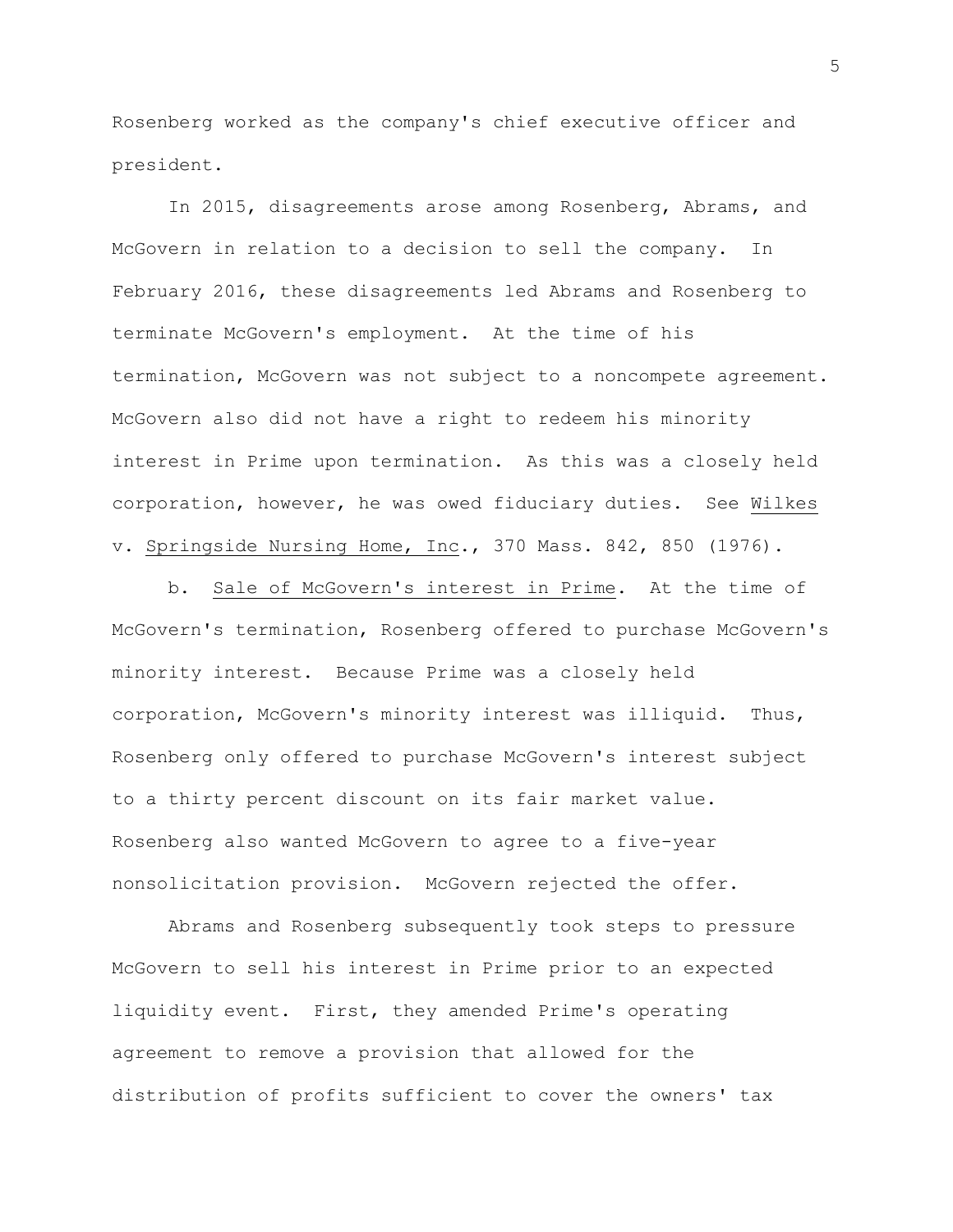Rosenberg worked as the company's chief executive officer and president.

In 2015, disagreements arose among Rosenberg, Abrams, and McGovern in relation to a decision to sell the company. In February 2016, these disagreements led Abrams and Rosenberg to terminate McGovern's employment. At the time of his termination, McGovern was not subject to a noncompete agreement. McGovern also did not have a right to redeem his minority interest in Prime upon termination. As this was a closely held corporation, however, he was owed fiduciary duties. See Wilkes v. Springside Nursing Home, Inc., 370 Mass. 842, 850 (1976).

b. Sale of McGovern's interest in Prime. At the time of McGovern's termination, Rosenberg offered to purchase McGovern's minority interest. Because Prime was a closely held corporation, McGovern's minority interest was illiquid. Thus, Rosenberg only offered to purchase McGovern's interest subject to a thirty percent discount on its fair market value. Rosenberg also wanted McGovern to agree to a five-year nonsolicitation provision. McGovern rejected the offer.

Abrams and Rosenberg subsequently took steps to pressure McGovern to sell his interest in Prime prior to an expected liquidity event. First, they amended Prime's operating agreement to remove a provision that allowed for the distribution of profits sufficient to cover the owners' tax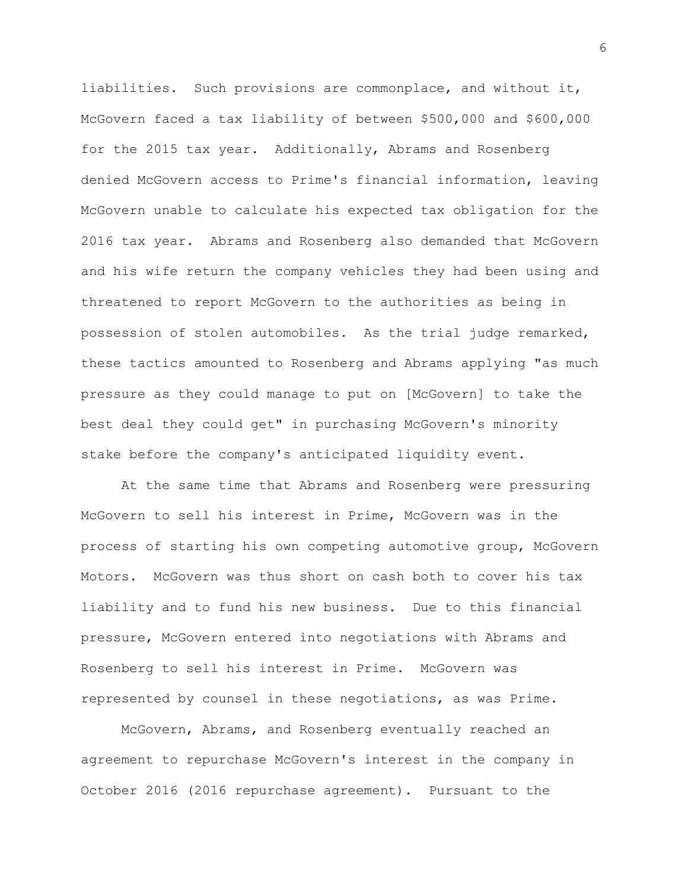liabilities. Such provisions are commonplace, and without it, McGovern faced a tax liability of between $500,000 and $600,000 for the 2015 tax year. Additionally, Abrams and Rosenberg denied McGovern access to Prime's financial information, leaving McGovern unable to calculate his expected tax obligation for the 2016 tax year. Abrams and Rosenberg also demanded that McGovern and his wife return the company vehicles they had been using and threatened to report McGovern to the authorities as being in possession of stolen automobiles. As the trial judge remarked, these tactics amounted to Rosenberg and Abrams applying "as much pressure as they could manage to put on [McGovern] to take the best deal they could get" in purchasing McGovern's minority stake before the company's anticipated liquidity event.

At the same time that Abrams and Rosenberg were pressuring McGovern to sell his interest in Prime, McGovern was in the process of starting his own competing automotive group, McGovern Motors. McGovern was thus short on cash both to cover his tax liability and to fund his new business. Due to this financial pressure, McGovern entered into negotiations with Abrams and Rosenberg to sell his interest in Prime. McGovern was represented by counsel in these negotiations, as was Prime.

McGovern, Abrams, and Rosenberg eventually reached an agreement to repurchase McGovern's interest in the company in October 2016 (2016 repurchase agreement). Pursuant to the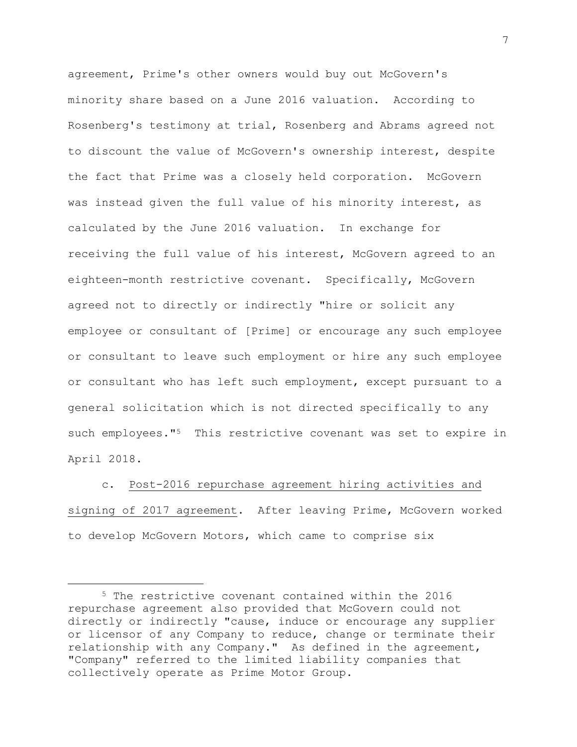agreement, Prime's other owners would buy out McGovern's minority share based on a June 2016 valuation. According to Rosenberg's testimony at trial, Rosenberg and Abrams agreed not to discount the value of McGovern's ownership interest, despite the fact that Prime was a closely held corporation. McGovern was instead given the full value of his minority interest, as calculated by the June 2016 valuation. In exchange for receiving the full value of his interest, McGovern agreed to an eighteen-month restrictive covenant. Specifically, McGovern agreed not to directly or indirectly "hire or solicit any employee or consultant of [Prime] or encourage any such employee or consultant to leave such employment or hire any such employee or consultant who has left such employment, except pursuant to a general solicitation which is not directed specifically to any such employees."[5] This restrictive covenant was set to expire in April 2018.

c. Post-2016 repurchase agreement hiring activities and signing of 2017 agreement. After leaving Prime, McGovern worked to develop McGovern Motors, which came to comprise six

---

[5] The restrictive covenant contained within the 2016 repurchase agreement also provided that McGovern could not directly or indirectly "cause, induce or encourage any supplier or licensor of any Company to reduce, change or terminate their relationship with any Company." As defined in the agreement, "Company" referred to the limited liability companies that collectively operate as Prime Motor Group.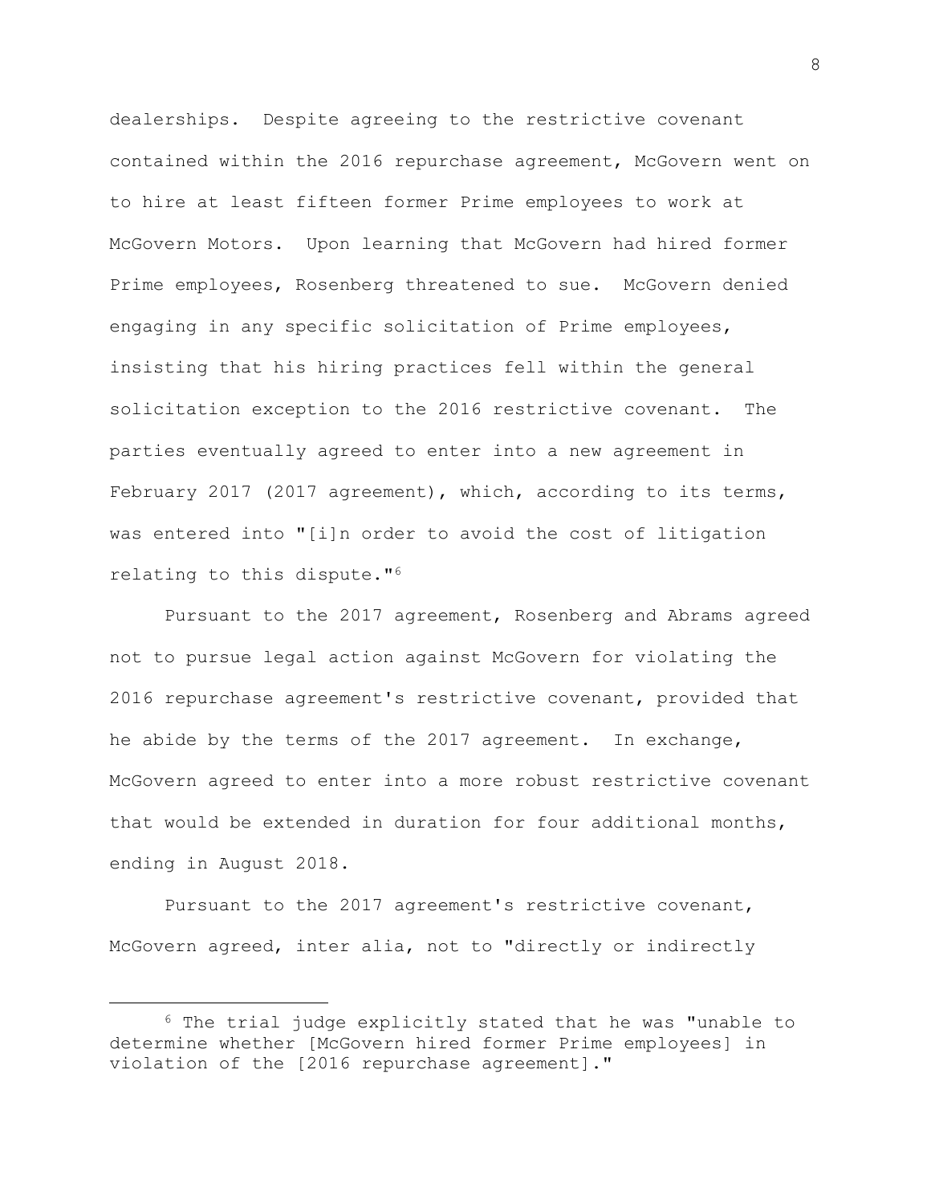dealerships. Despite agreeing to the restrictive covenant contained within the 2016 repurchase agreement, McGovern went on to hire at least fifteen former Prime employees to work at McGovern Motors. Upon learning that McGovern had hired former Prime employees, Rosenberg threatened to sue. McGovern denied engaging in any specific solicitation of Prime employees, insisting that his hiring practices fell within the general solicitation exception to the 2016 restrictive covenant. The parties eventually agreed to enter into a new agreement in February 2017 (2017 agreement), which, according to its terms, was entered into "[i]n order to avoid the cost of litigation relating to this dispute."[6]

Pursuant to the 2017 agreement, Rosenberg and Abrams agreed not to pursue legal action against McGovern for violating the 2016 repurchase agreement's restrictive covenant, provided that he abide by the terms of the 2017 agreement. In exchange, McGovern agreed to enter into a more robust restrictive covenant that would be extended in duration for four additional months, ending in August 2018.

Pursuant to the 2017 agreement's restrictive covenant, McGovern agreed, inter alia, not to "directly or indirectly

---

[6] The trial judge explicitly stated that he was "unable to determine whether [McGovern hired former Prime employees] in violation of the [2016 repurchase agreement]."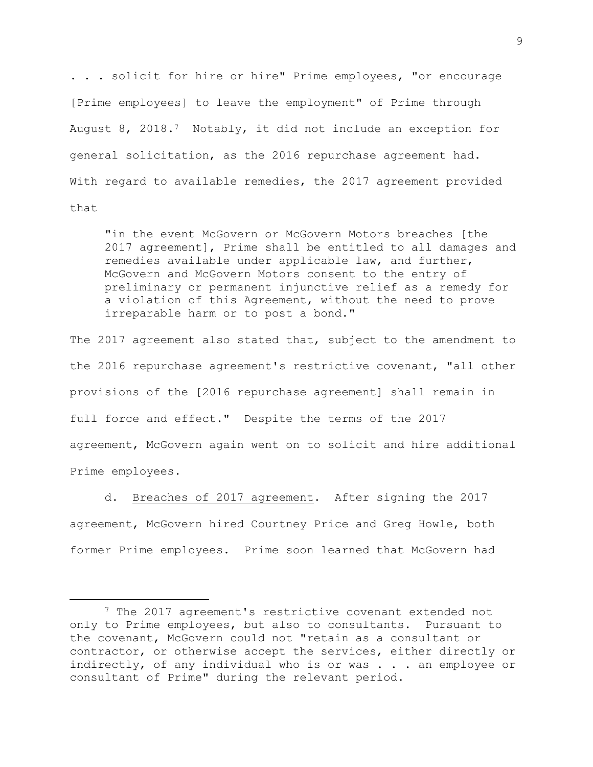. . . solicit for hire or hire" Prime employees, "or encourage [Prime employees] to leave the employment" of Prime through August 8, 2018.[7] Notably, it did not include an exception for general solicitation, as the 2016 repurchase agreement had. With regard to available remedies, the 2017 agreement provided that

> "in the event McGovern or McGovern Motors breaches [the 2017 agreement], Prime shall be entitled to all damages and remedies available under applicable law, and further, McGovern and McGovern Motors consent to the entry of preliminary or permanent injunctive relief as a remedy for a violation of this Agreement, without the need to prove irreparable harm or to post a bond."

The 2017 agreement also stated that, subject to the amendment to the 2016 repurchase agreement's restrictive covenant, "all other provisions of the [2016 repurchase agreement] shall remain in full force and effect." Despite the terms of the 2017 agreement, McGovern again went on to solicit and hire additional Prime employees.

d. Breaches of 2017 agreement. After signing the 2017 agreement, McGovern hired Courtney Price and Greg Howle, both former Prime employees. Prime soon learned that McGovern had

---

[7] The 2017 agreement's restrictive covenant extended not only to Prime employees, but also to consultants. Pursuant to the covenant, McGovern could not "retain as a consultant or contractor, or otherwise accept the services, either directly or indirectly, of any individual who is or was . . . an employee or consultant of Prime" during the relevant period.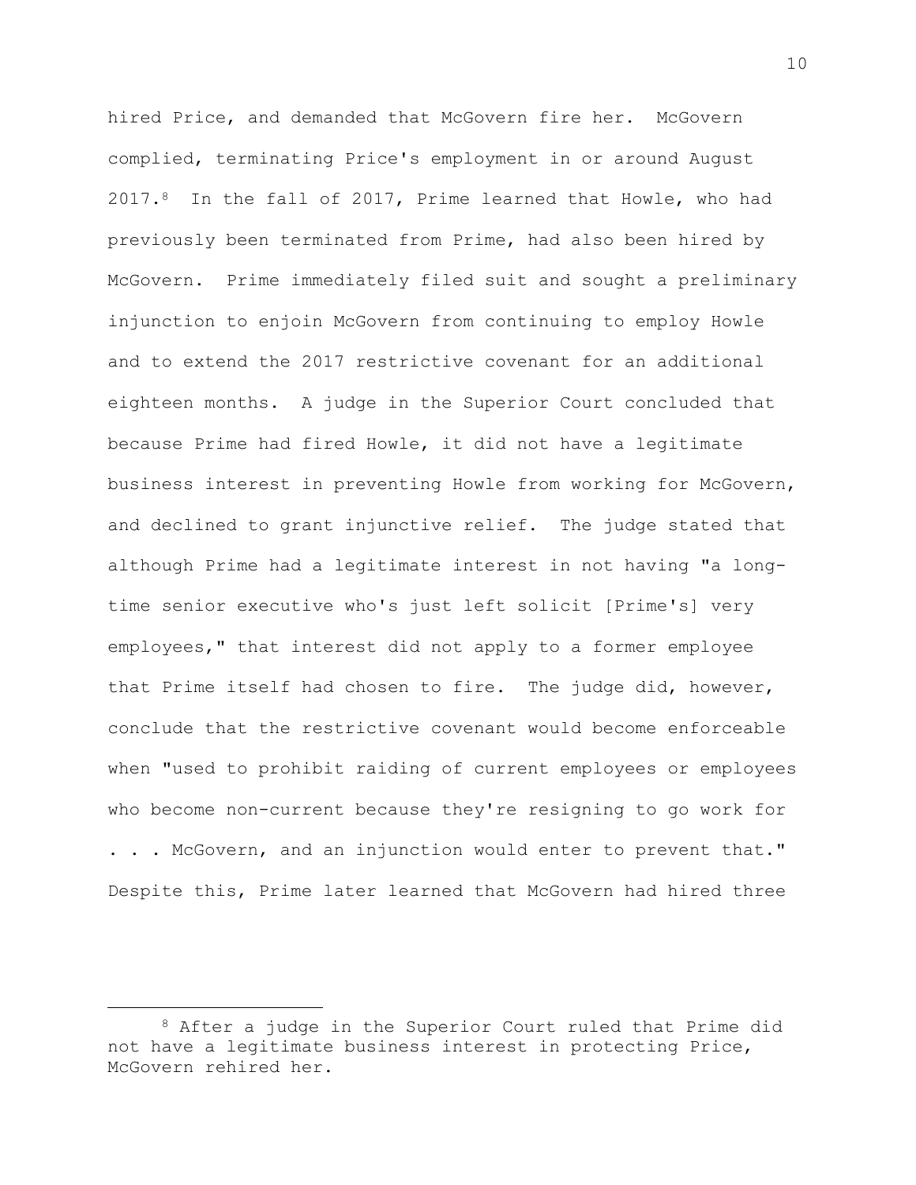hired Price, and demanded that McGovern fire her. McGovern complied, terminating Price's employment in or around August 2017.[8] In the fall of 2017, Prime learned that Howle, who had previously been terminated from Prime, had also been hired by McGovern. Prime immediately filed suit and sought a preliminary injunction to enjoin McGovern from continuing to employ Howle and to extend the 2017 restrictive covenant for an additional eighteen months. A judge in the Superior Court concluded that because Prime had fired Howle, it did not have a legitimate business interest in preventing Howle from working for McGovern, and declined to grant injunctive relief. The judge stated that although Prime had a legitimate interest in not having "a long-time senior executive who's just left solicit [Prime's] very employees," that interest did not apply to a former employee that Prime itself had chosen to fire. The judge did, however, conclude that the restrictive covenant would become enforceable when "used to prohibit raiding of current employees or employees who become non-current because they're resigning to go work for . . . McGovern, and an injunction would enter to prevent that." Despite this, Prime later learned that McGovern had hired three

---

[8] After a judge in the Superior Court ruled that Prime did not have a legitimate business interest in protecting Price, McGovern rehired her.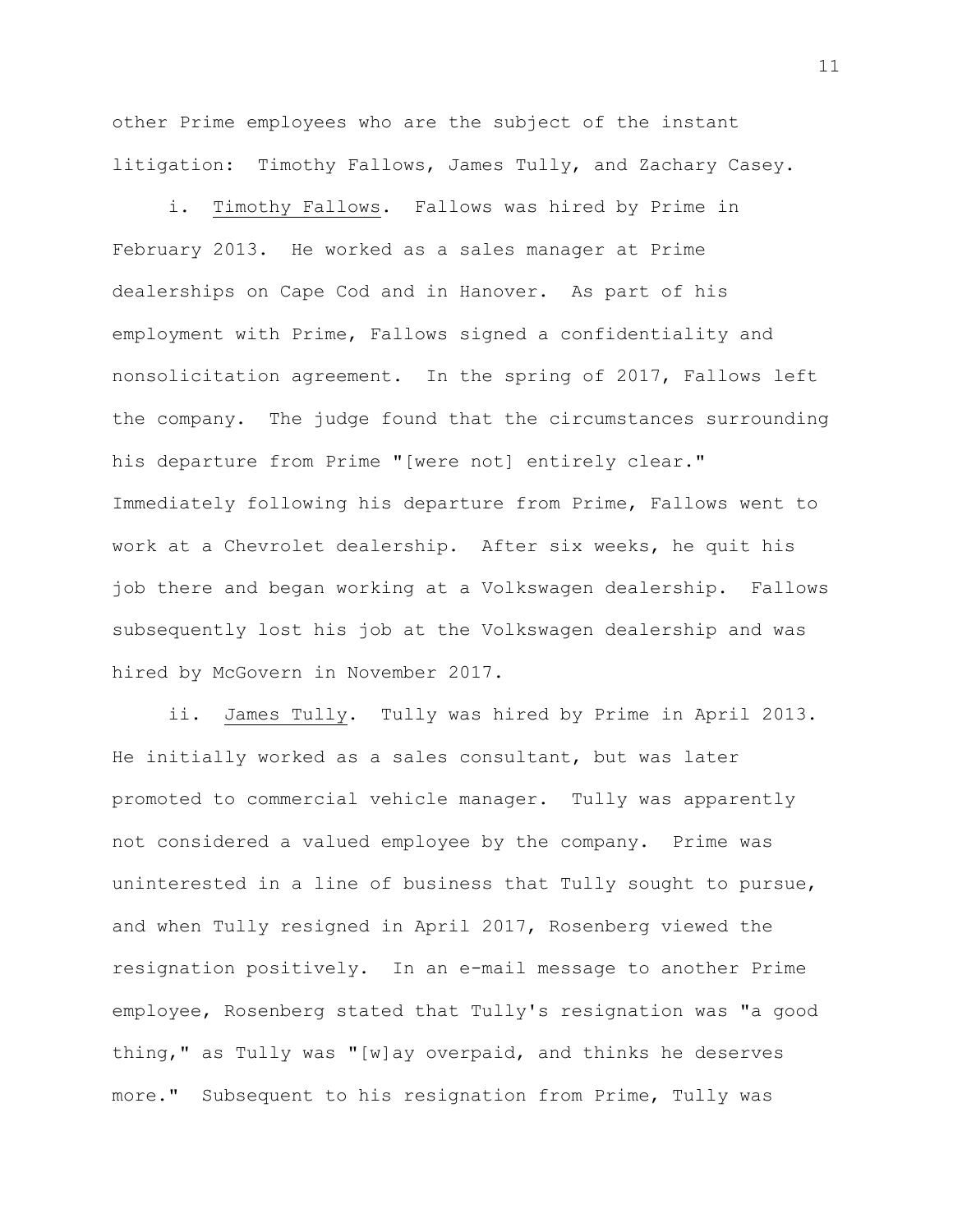other Prime employees who are the subject of the instant litigation: Timothy Fallows, James Tully, and Zachary Casey.

i. Timothy Fallows. Fallows was hired by Prime in February 2013. He worked as a sales manager at Prime dealerships on Cape Cod and in Hanover. As part of his employment with Prime, Fallows signed a confidentiality and nonsolicitation agreement. In the spring of 2017, Fallows left the company. The judge found that the circumstances surrounding his departure from Prime "[were not] entirely clear." Immediately following his departure from Prime, Fallows went to work at a Chevrolet dealership. After six weeks, he quit his job there and began working at a Volkswagen dealership. Fallows subsequently lost his job at the Volkswagen dealership and was hired by McGovern in November 2017.

ii. James Tully. Tully was hired by Prime in April 2013. He initially worked as a sales consultant, but was later promoted to commercial vehicle manager. Tully was apparently not considered a valued employee by the company. Prime was uninterested in a line of business that Tully sought to pursue, and when Tully resigned in April 2017, Rosenberg viewed the resignation positively. In an e-mail message to another Prime employee, Rosenberg stated that Tully's resignation was "a good thing," as Tully was "[w]ay overpaid, and thinks he deserves more." Subsequent to his resignation from Prime, Tully was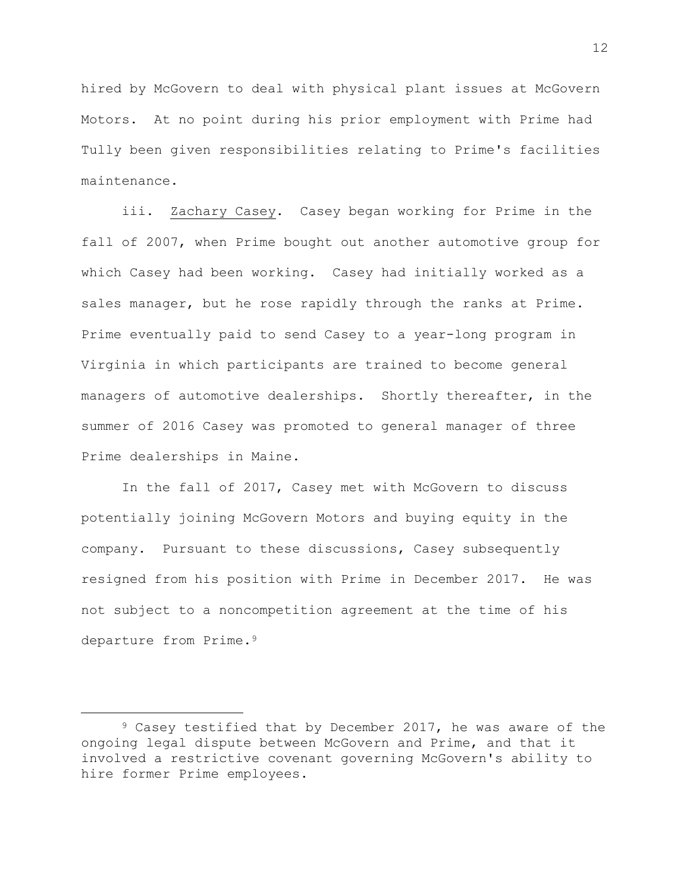hired by McGovern to deal with physical plant issues at McGovern Motors. At no point during his prior employment with Prime had Tully been given responsibilities relating to Prime's facilities maintenance.

iii. Zachary Casey. Casey began working for Prime in the fall of 2007, when Prime bought out another automotive group for which Casey had been working. Casey had initially worked as a sales manager, but he rose rapidly through the ranks at Prime. Prime eventually paid to send Casey to a year-long program in Virginia in which participants are trained to become general managers of automotive dealerships. Shortly thereafter, in the summer of 2016 Casey was promoted to general manager of three Prime dealerships in Maine.

In the fall of 2017, Casey met with McGovern to discuss potentially joining McGovern Motors and buying equity in the company. Pursuant to these discussions, Casey subsequently resigned from his position with Prime in December 2017. He was not subject to a noncompetition agreement at the time of his departure from Prime.[9]

---

[9] Casey testified that by December 2017, he was aware of the ongoing legal dispute between McGovern and Prime, and that it involved a restrictive covenant governing McGovern's ability to hire former Prime employees.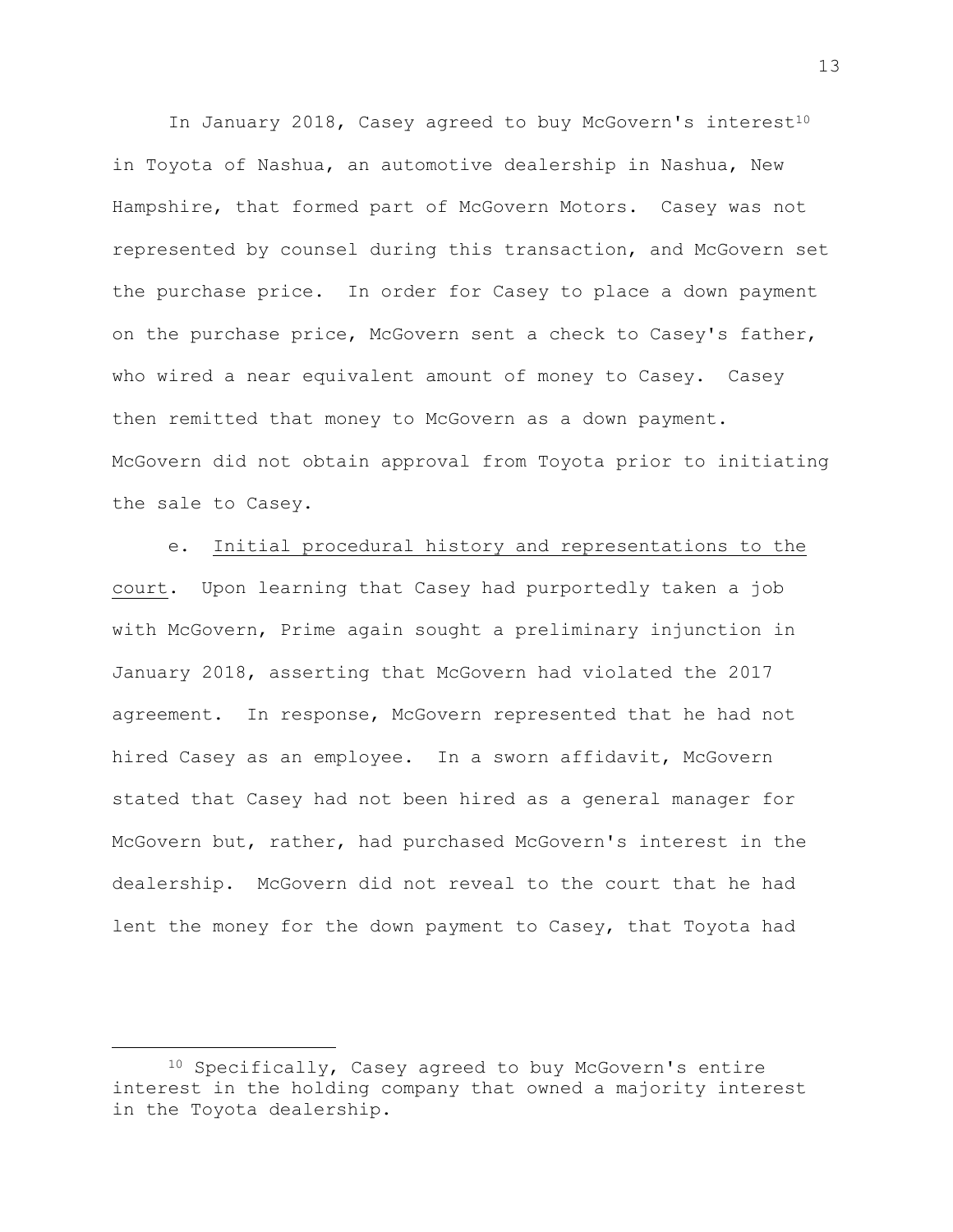In January 2018, Casey agreed to buy McGovern's interest[10] in Toyota of Nashua, an automotive dealership in Nashua, New Hampshire, that formed part of McGovern Motors. Casey was not represented by counsel during this transaction, and McGovern set the purchase price. In order for Casey to place a down payment on the purchase price, McGovern sent a check to Casey's father, who wired a near equivalent amount of money to Casey. Casey then remitted that money to McGovern as a down payment. McGovern did not obtain approval from Toyota prior to initiating the sale to Casey.

e. Initial procedural history and representations to the court. Upon learning that Casey had purportedly taken a job with McGovern, Prime again sought a preliminary injunction in January 2018, asserting that McGovern had violated the 2017 agreement. In response, McGovern represented that he had not hired Casey as an employee. In a sworn affidavit, McGovern stated that Casey had not been hired as a general manager for McGovern but, rather, had purchased McGovern's interest in the dealership. McGovern did not reveal to the court that he had lent the money for the down payment to Casey, that Toyota had

---

[10] Specifically, Casey agreed to buy McGovern's entire interest in the holding company that owned a majority interest in the Toyota dealership.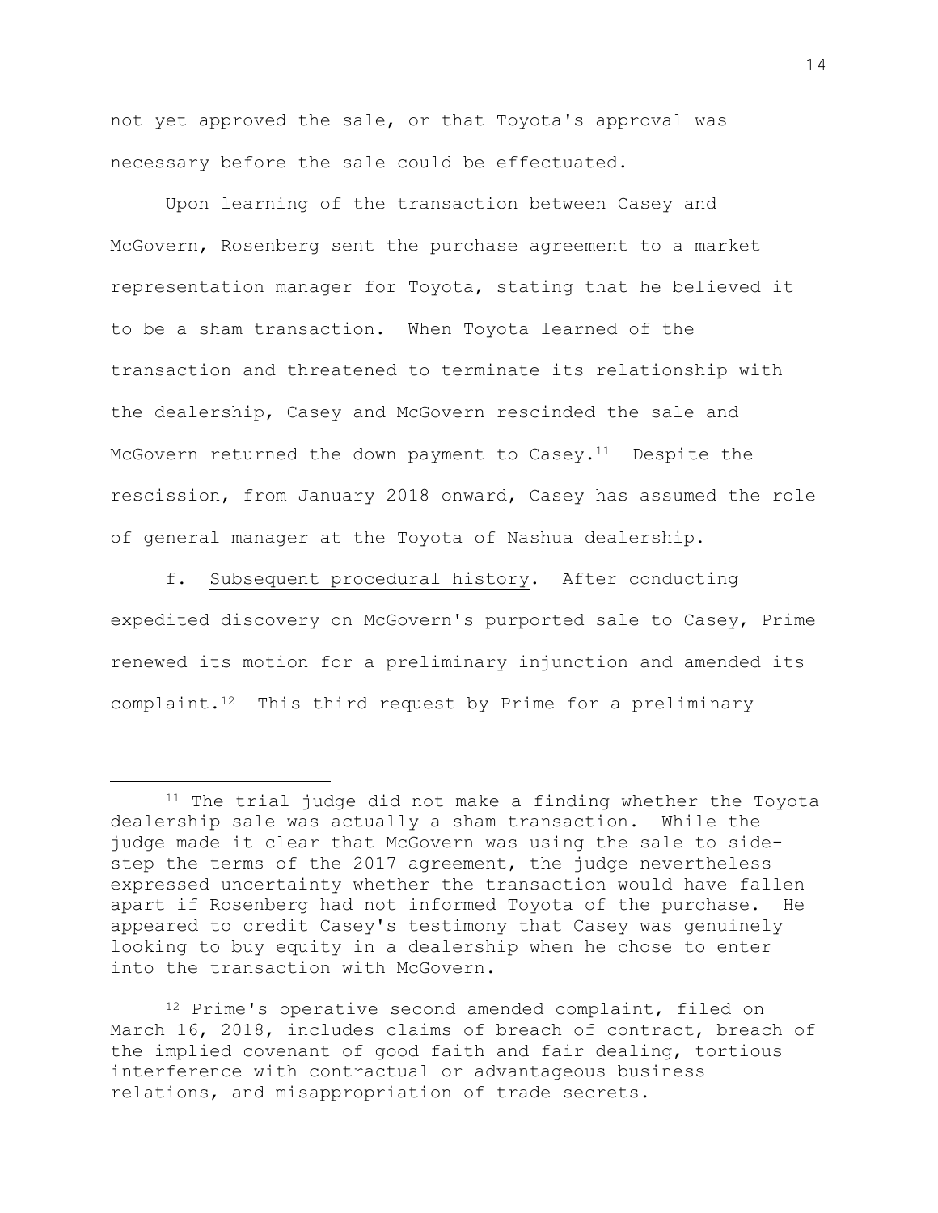not yet approved the sale, or that Toyota's approval was necessary before the sale could be effectuated.

Upon learning of the transaction between Casey and McGovern, Rosenberg sent the purchase agreement to a market representation manager for Toyota, stating that he believed it to be a sham transaction. When Toyota learned of the transaction and threatened to terminate its relationship with the dealership, Casey and McGovern rescinded the sale and McGovern returned the down payment to Casey.[11] Despite the rescission, from January 2018 onward, Casey has assumed the role of general manager at the Toyota of Nashua dealership.

f. Subsequent procedural history. After conducting expedited discovery on McGovern's purported sale to Casey, Prime renewed its motion for a preliminary injunction and amended its complaint.[12] This third request by Prime for a preliminary

---

[11] The trial judge did not make a finding whether the Toyota dealership sale was actually a sham transaction. While the judge made it clear that McGovern was using the sale to side-step the terms of the 2017 agreement, the judge nevertheless expressed uncertainty whether the transaction would have fallen apart if Rosenberg had not informed Toyota of the purchase. He appeared to credit Casey's testimony that Casey was genuinely looking to buy equity in a dealership when he chose to enter into the transaction with McGovern.

[12] Prime's operative second amended complaint, filed on March 16, 2018, includes claims of breach of contract, breach of the implied covenant of good faith and fair dealing, tortious interference with contractual or advantageous business relations, and misappropriation of trade secrets.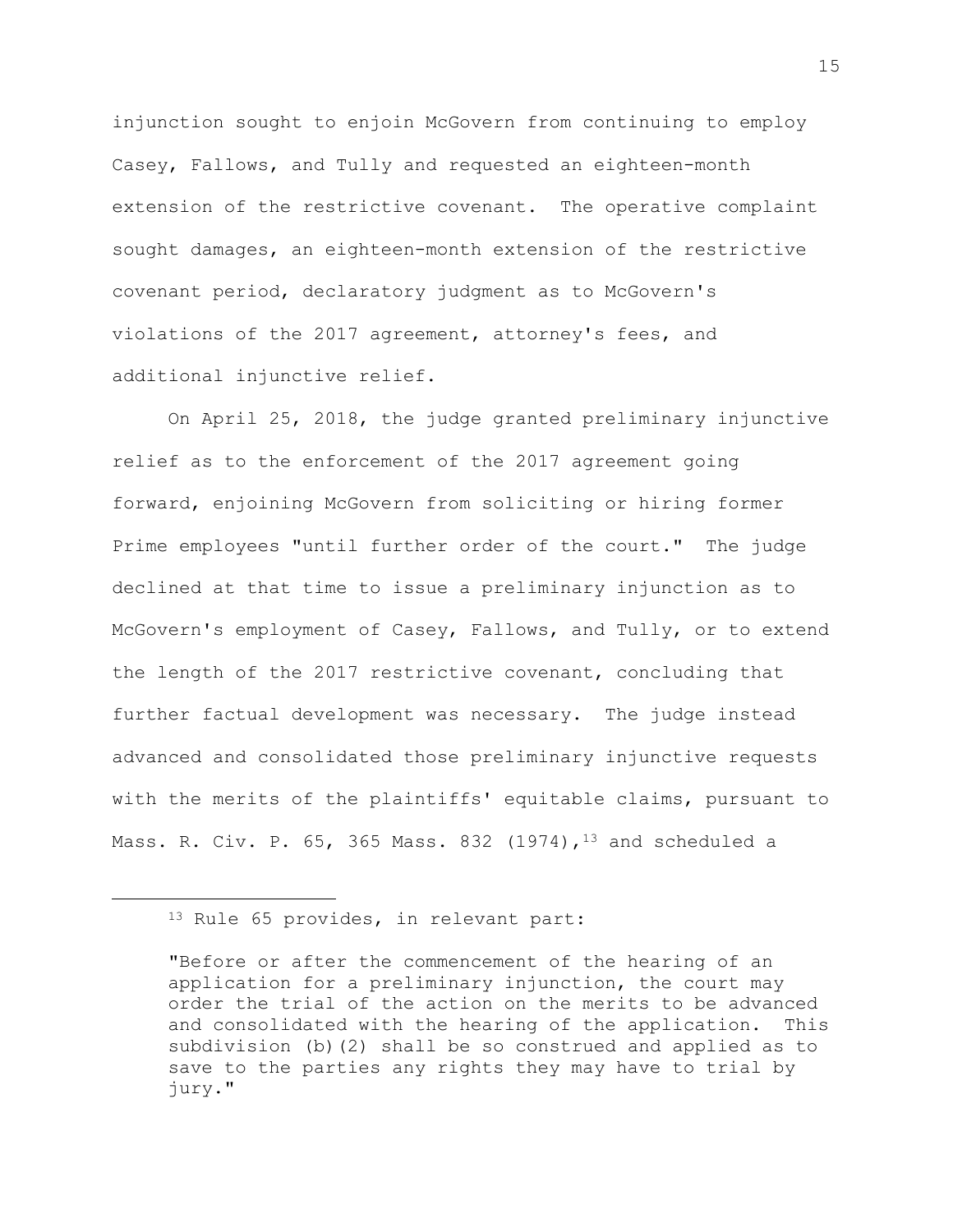injunction sought to enjoin McGovern from continuing to employ Casey, Fallows, and Tully and requested an eighteen-month extension of the restrictive covenant. The operative complaint sought damages, an eighteen-month extension of the restrictive covenant period, declaratory judgment as to McGovern's violations of the 2017 agreement, attorney's fees, and additional injunctive relief.

On April 25, 2018, the judge granted preliminary injunctive relief as to the enforcement of the 2017 agreement going forward, enjoining McGovern from soliciting or hiring former Prime employees "until further order of the court." The judge declined at that time to issue a preliminary injunction as to McGovern's employment of Casey, Fallows, and Tully, or to extend the length of the 2017 restrictive covenant, concluding that further factual development was necessary. The judge instead advanced and consolidated those preliminary injunctive requests with the merits of the plaintiffs' equitable claims, pursuant to Mass. R. Civ. P. 65, 365 Mass. 832 (1974),[13] and scheduled a

---

[13] Rule 65 provides, in relevant part:

"Before or after the commencement of the hearing of an application for a preliminary injunction, the court may order the trial of the action on the merits to be advanced and consolidated with the hearing of the application. This subdivision (b)(2) shall be so construed and applied as to save to the parties any rights they may have to trial by jury."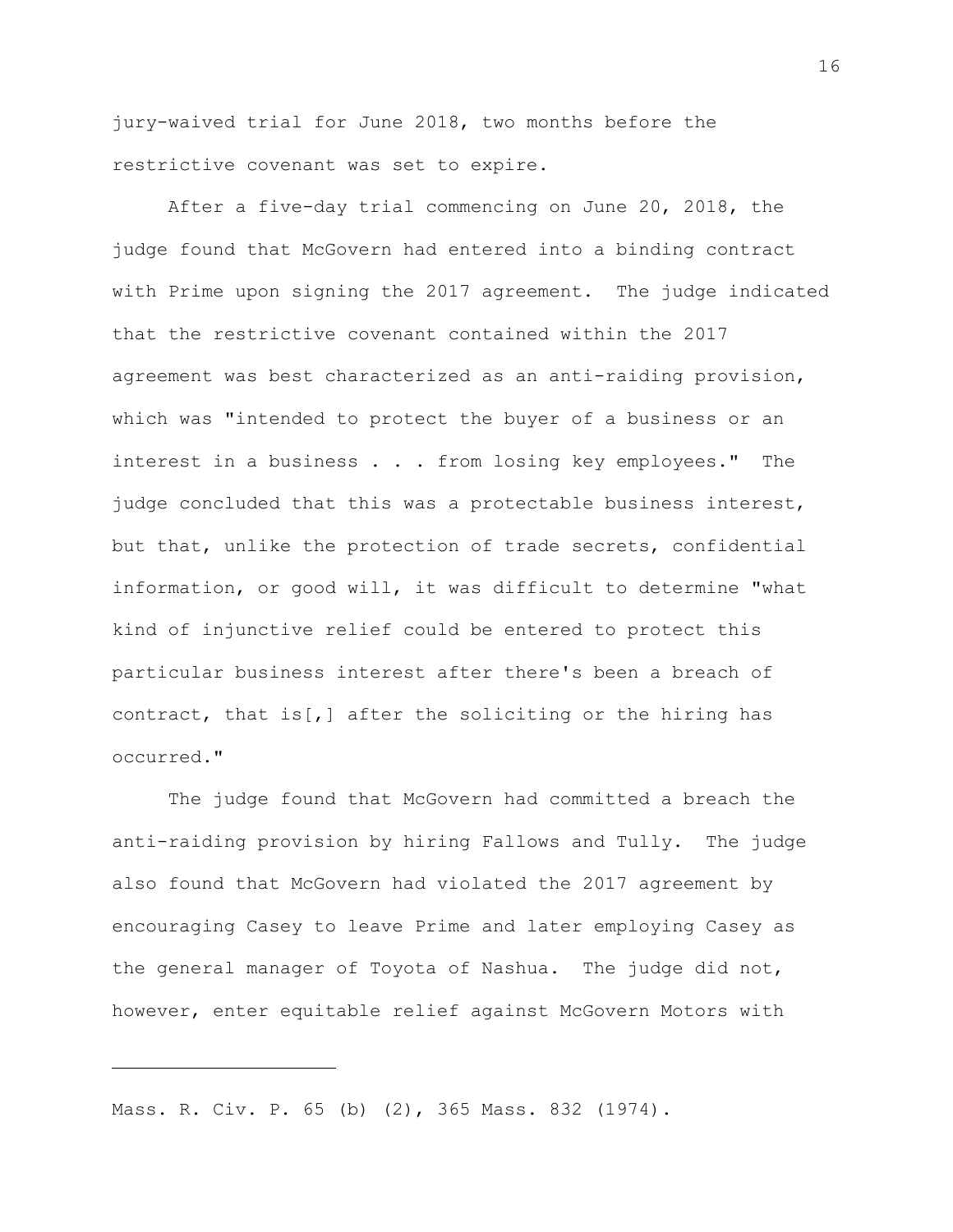jury-waived trial for June 2018, two months before the restrictive covenant was set to expire.

After a five-day trial commencing on June 20, 2018, the judge found that McGovern had entered into a binding contract with Prime upon signing the 2017 agreement. The judge indicated that the restrictive covenant contained within the 2017 agreement was best characterized as an anti-raiding provision, which was "intended to protect the buyer of a business or an interest in a business . . . from losing key employees." The judge concluded that this was a protectable business interest, but that, unlike the protection of trade secrets, confidential information, or good will, it was difficult to determine "what kind of injunctive relief could be entered to protect this particular business interest after there's been a breach of contract, that is[,] after the soliciting or the hiring has occurred."

The judge found that McGovern had committed a breach the anti-raiding provision by hiring Fallows and Tully. The judge also found that McGovern had violated the 2017 agreement by encouraging Casey to leave Prime and later employing Casey as the general manager of Toyota of Nashua. The judge did not, however, enter equitable relief against McGovern Motors with

---

Mass. R. Civ. P. 65 (b) (2), 365 Mass. 832 (1974).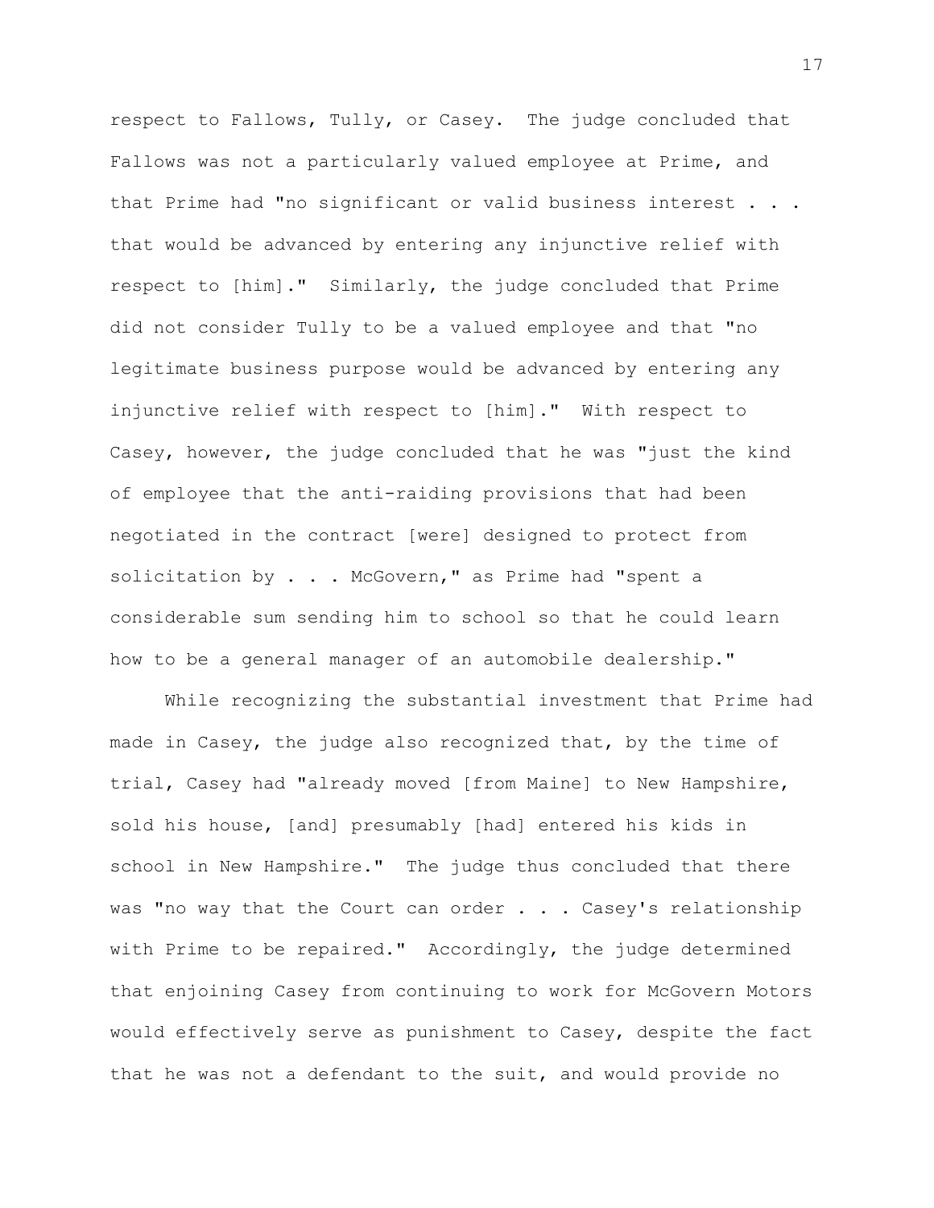respect to Fallows, Tully, or Casey. The judge concluded that Fallows was not a particularly valued employee at Prime, and that Prime had "no significant or valid business interest . . . that would be advanced by entering any injunctive relief with respect to [him]." Similarly, the judge concluded that Prime did not consider Tully to be a valued employee and that "no legitimate business purpose would be advanced by entering any injunctive relief with respect to [him]." With respect to Casey, however, the judge concluded that he was "just the kind of employee that the anti-raiding provisions that had been negotiated in the contract [were] designed to protect from solicitation by . . . McGovern," as Prime had "spent a considerable sum sending him to school so that he could learn how to be a general manager of an automobile dealership."

While recognizing the substantial investment that Prime had made in Casey, the judge also recognized that, by the time of trial, Casey had "already moved [from Maine] to New Hampshire, sold his house, [and] presumably [had] entered his kids in school in New Hampshire." The judge thus concluded that there was "no way that the Court can order . . . Casey's relationship with Prime to be repaired." Accordingly, the judge determined that enjoining Casey from continuing to work for McGovern Motors would effectively serve as punishment to Casey, despite the fact that he was not a defendant to the suit, and would provide no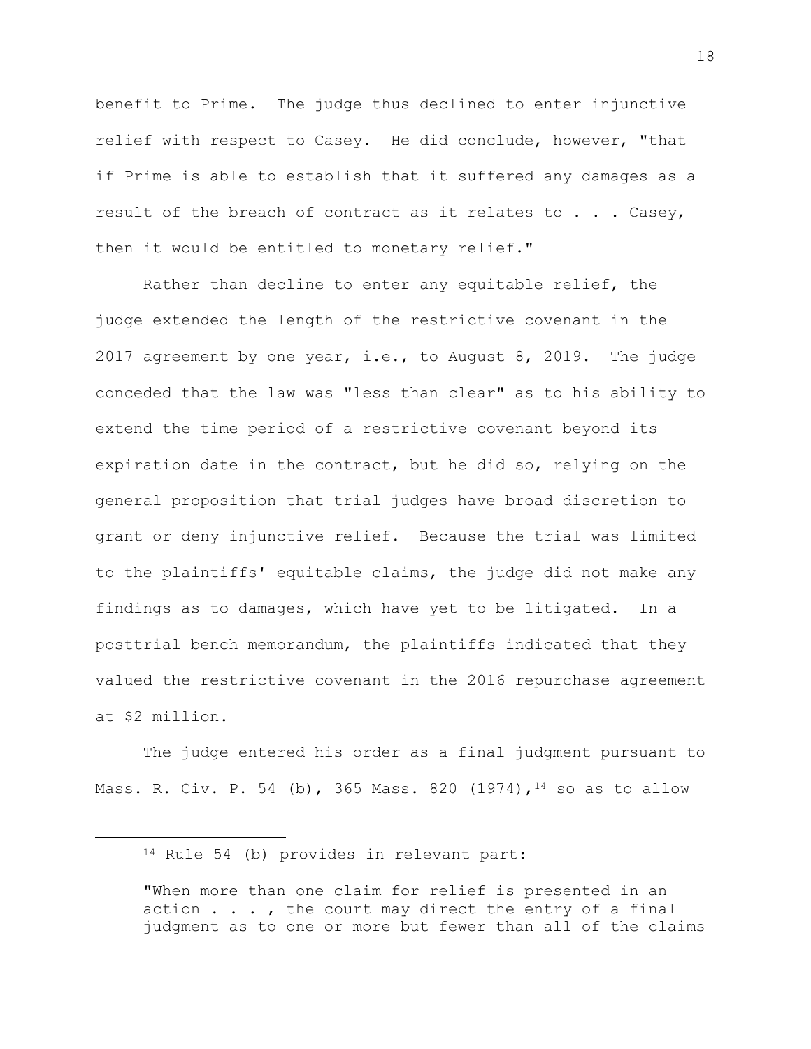benefit to Prime. The judge thus declined to enter injunctive relief with respect to Casey. He did conclude, however, "that if Prime is able to establish that it suffered any damages as a result of the breach of contract as it relates to . . . Casey, then it would be entitled to monetary relief."

Rather than decline to enter any equitable relief, the judge extended the length of the restrictive covenant in the 2017 agreement by one year, i.e., to August 8, 2019. The judge conceded that the law was "less than clear" as to his ability to extend the time period of a restrictive covenant beyond its expiration date in the contract, but he did so, relying on the general proposition that trial judges have broad discretion to grant or deny injunctive relief. Because the trial was limited to the plaintiffs' equitable claims, the judge did not make any findings as to damages, which have yet to be litigated. In a posttrial bench memorandum, the plaintiffs indicated that they valued the restrictive covenant in the 2016 repurchase agreement at $2 million.

The judge entered his order as a final judgment pursuant to Mass. R. Civ. P. 54 (b), 365 Mass. 820 (1974),[14] so as to allow

---

[14] Rule 54 (b) provides in relevant part:

"When more than one claim for relief is presented in an action . . . , the court may direct the entry of a final judgment as to one or more but fewer than all of the claims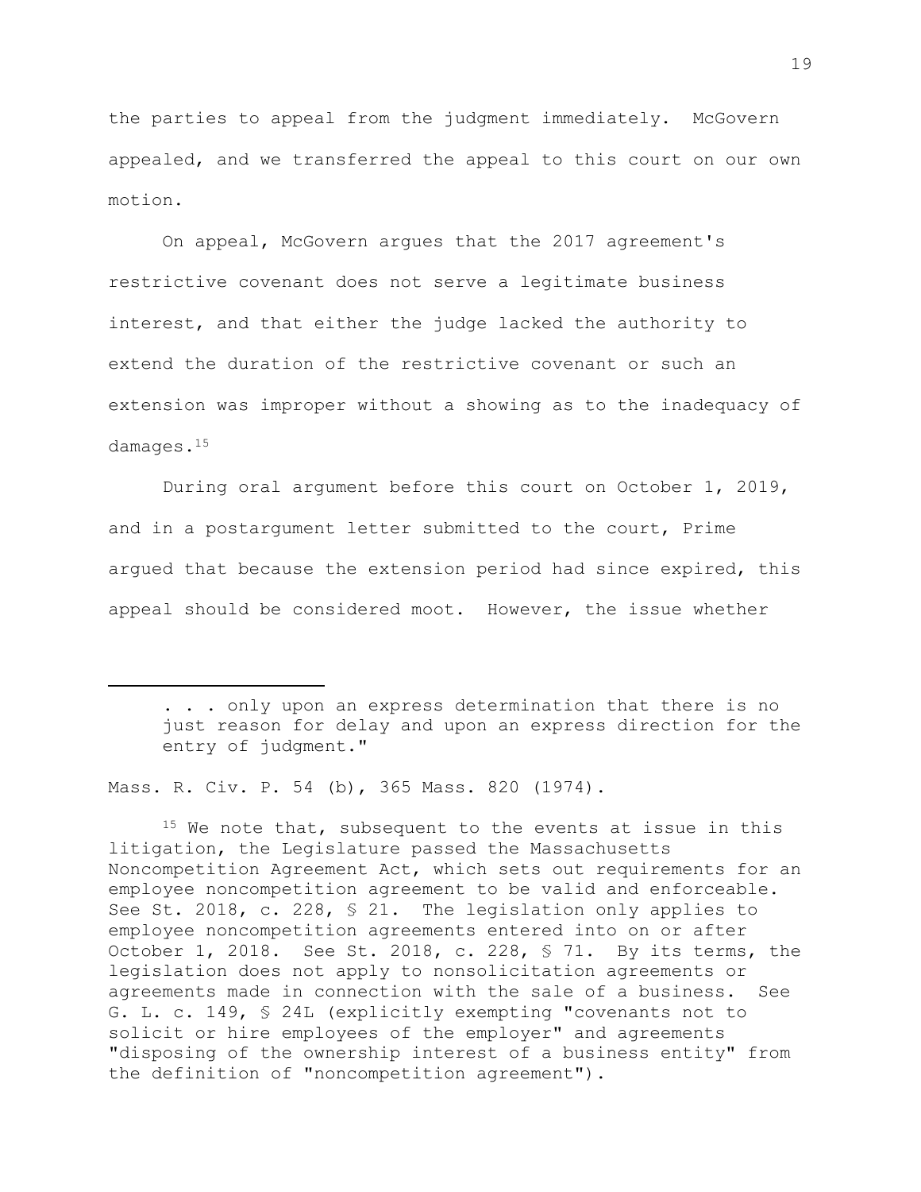the parties to appeal from the judgment immediately. McGovern appealed, and we transferred the appeal to this court on our own motion.

On appeal, McGovern argues that the 2017 agreement's restrictive covenant does not serve a legitimate business interest, and that either the judge lacked the authority to extend the duration of the restrictive covenant or such an extension was improper without a showing as to the inadequacy of damages.[15]

During oral argument before this court on October 1, 2019, and in a postargument letter submitted to the court, Prime argued that because the extension period had since expired, this appeal should be considered moot. However, the issue whether

---

> . . . only upon an express determination that there is no just reason for delay and upon an express direction for the entry of judgment."

Mass. R. Civ. P. 54 (b), 365 Mass. 820 (1974).

[15] We note that, subsequent to the events at issue in this litigation, the Legislature passed the Massachusetts Noncompetition Agreement Act, which sets out requirements for an employee noncompetition agreement to be valid and enforceable. See St. 2018, c. 228, § 21. The legislation only applies to employee noncompetition agreements entered into on or after October 1, 2018. See St. 2018, c. 228, § 71. By its terms, the legislation does not apply to nonsolicitation agreements or agreements made in connection with the sale of a business. See G. L. c. 149, § 24L (explicitly exempting "covenants not to solicit or hire employees of the employer" and agreements "disposing of the ownership interest of a business entity" from the definition of "noncompetition agreement").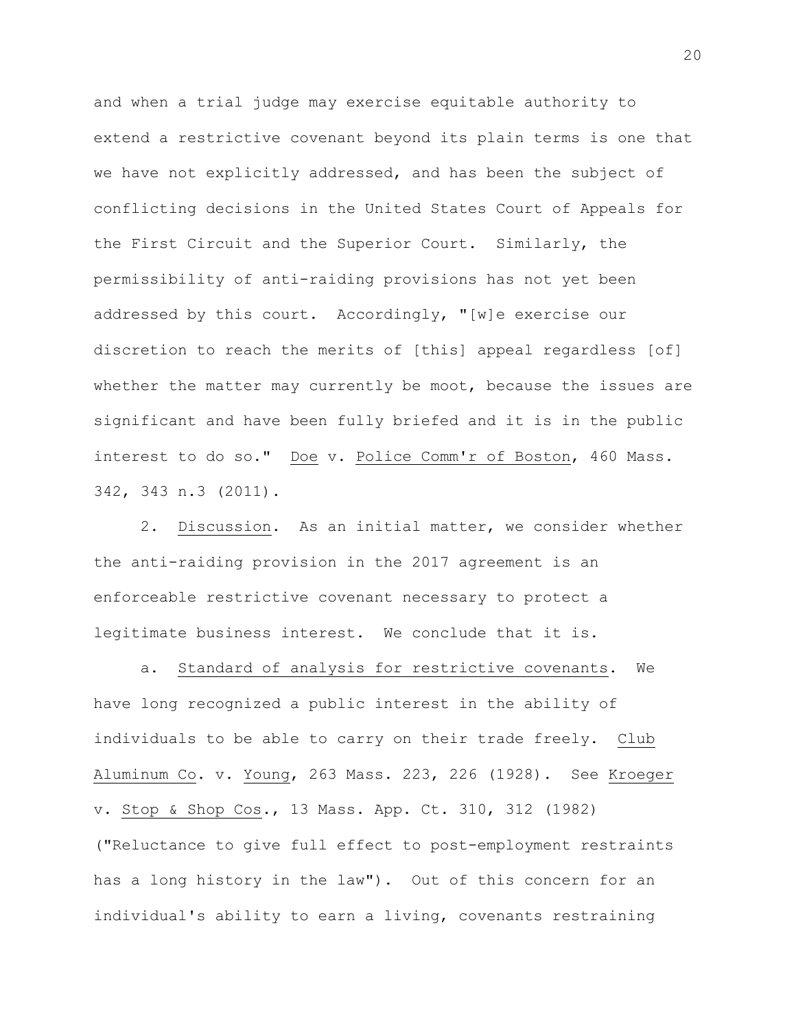and when a trial judge may exercise equitable authority to extend a restrictive covenant beyond its plain terms is one that we have not explicitly addressed, and has been the subject of conflicting decisions in the United States Court of Appeals for the First Circuit and the Superior Court. Similarly, the permissibility of anti-raiding provisions has not yet been addressed by this court. Accordingly, "[w]e exercise our discretion to reach the merits of [this] appeal regardless [of] whether the matter may currently be moot, because the issues are significant and have been fully briefed and it is in the public interest to do so." Doe v. Police Comm'r of Boston, 460 Mass. 342, 343 n.3 (2011).

2. Discussion. As an initial matter, we consider whether the anti-raiding provision in the 2017 agreement is an enforceable restrictive covenant necessary to protect a legitimate business interest. We conclude that it is.

a. Standard of analysis for restrictive covenants. We have long recognized a public interest in the ability of individuals to be able to carry on their trade freely. Club Aluminum Co. v. Young, 263 Mass. 223, 226 (1928). See Kroeger v. Stop & Shop Cos., 13 Mass. App. Ct. 310, 312 (1982) ("Reluctance to give full effect to post-employment restraints has a long history in the law"). Out of this concern for an individual's ability to earn a living, covenants restraining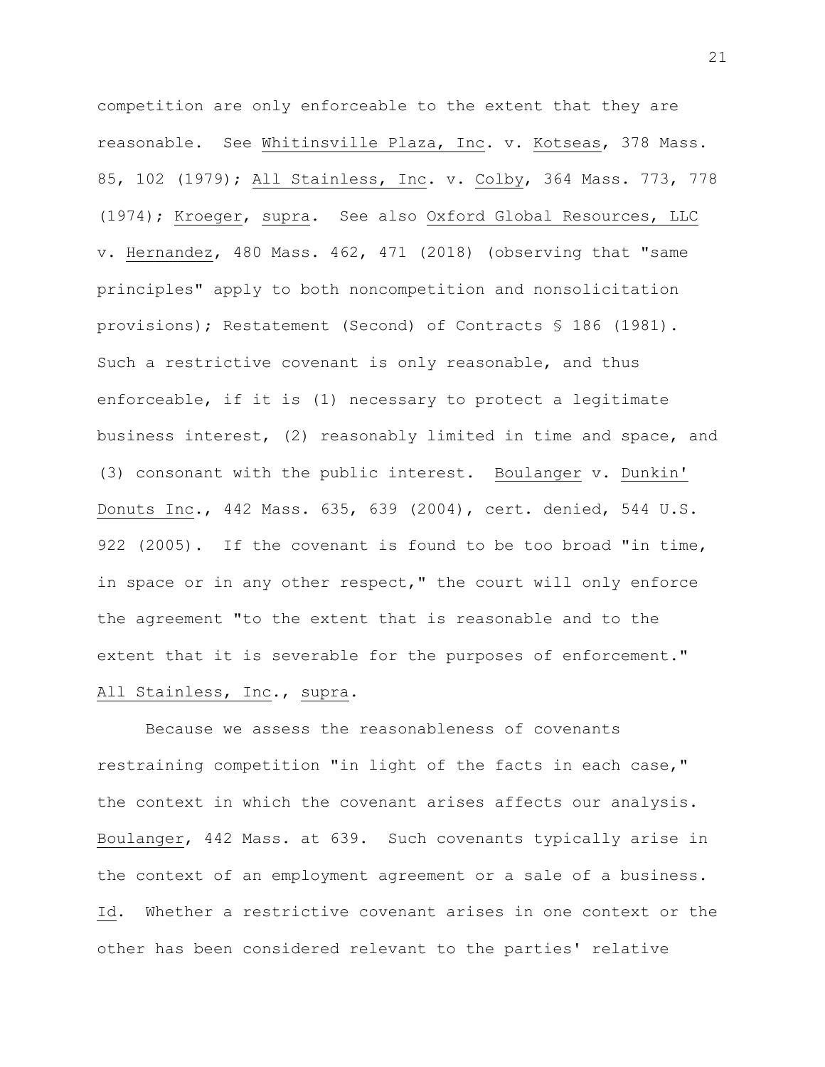competition are only enforceable to the extent that they are reasonable. See Whitinsville Plaza, Inc. v. Kotseas, 378 Mass. 85, 102 (1979); All Stainless, Inc. v. Colby, 364 Mass. 773, 778 (1974); Kroeger, supra. See also Oxford Global Resources, LLC v. Hernandez, 480 Mass. 462, 471 (2018) (observing that "same principles" apply to both noncompetition and nonsolicitation provisions); Restatement (Second) of Contracts § 186 (1981). Such a restrictive covenant is only reasonable, and thus enforceable, if it is (1) necessary to protect a legitimate business interest, (2) reasonably limited in time and space, and (3) consonant with the public interest. Boulanger v. Dunkin' Donuts Inc., 442 Mass. 635, 639 (2004), cert. denied, 544 U.S. 922 (2005). If the covenant is found to be too broad "in time, in space or in any other respect," the court will only enforce the agreement "to the extent that is reasonable and to the extent that it is severable for the purposes of enforcement." All Stainless, Inc., supra.

Because we assess the reasonableness of covenants restraining competition "in light of the facts in each case," the context in which the covenant arises affects our analysis. Boulanger, 442 Mass. at 639. Such covenants typically arise in the context of an employment agreement or a sale of a business. Id. Whether a restrictive covenant arises in one context or the other has been considered relevant to the parties' relative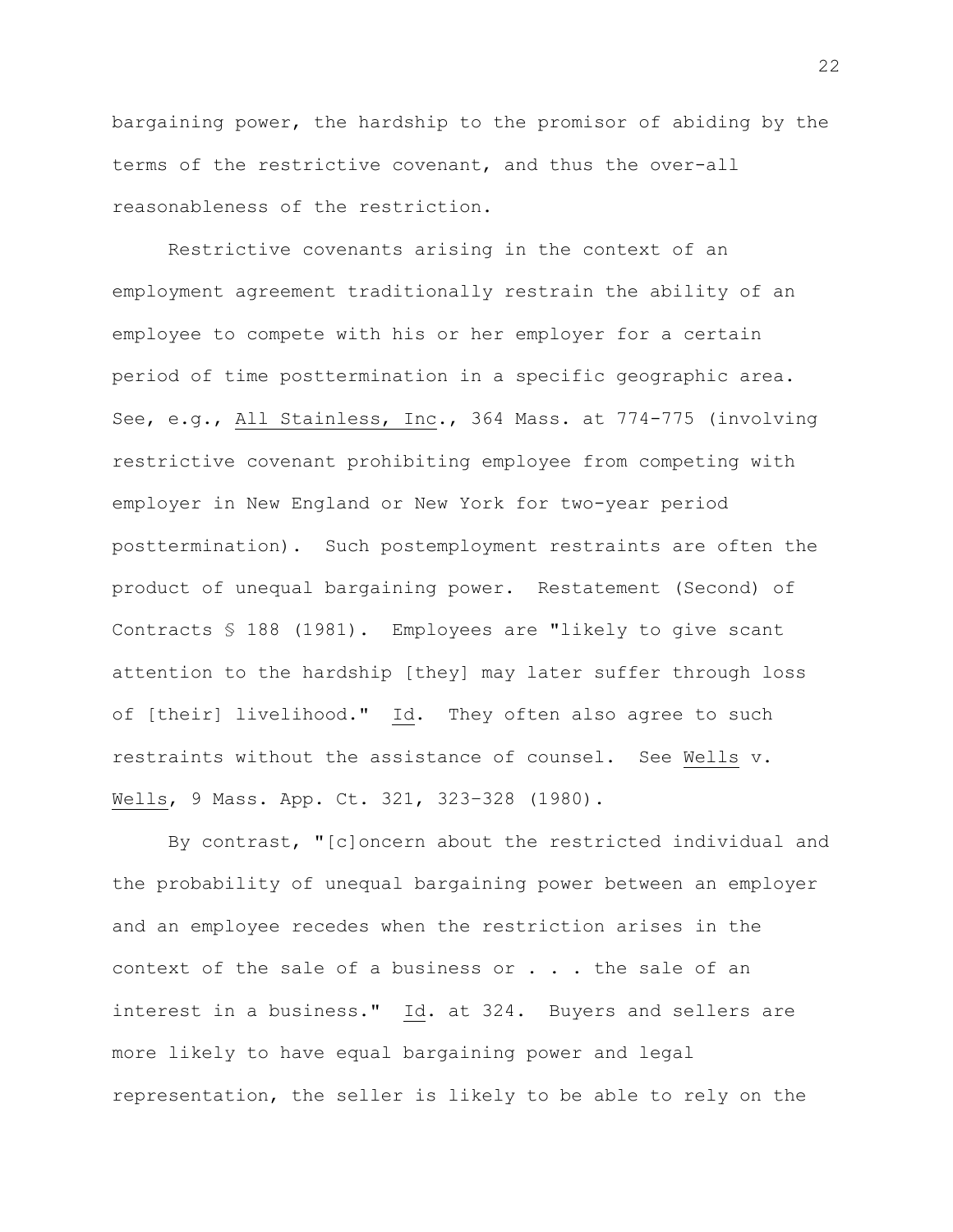bargaining power, the hardship to the promisor of abiding by the terms of the restrictive covenant, and thus the over-all reasonableness of the restriction.

Restrictive covenants arising in the context of an employment agreement traditionally restrain the ability of an employee to compete with his or her employer for a certain period of time posttermination in a specific geographic area. See, e.g., All Stainless, Inc., 364 Mass. at 774-775 (involving restrictive covenant prohibiting employee from competing with employer in New England or New York for two-year period posttermination). Such postemployment restraints are often the product of unequal bargaining power. Restatement (Second) of Contracts § 188 (1981). Employees are "likely to give scant attention to the hardship [they] may later suffer through loss of [their] livelihood." Id. They often also agree to such restraints without the assistance of counsel. See Wells v. Wells, 9 Mass. App. Ct. 321, 323–328 (1980).

By contrast, "[c]oncern about the restricted individual and the probability of unequal bargaining power between an employer and an employee recedes when the restriction arises in the context of the sale of a business or . . . the sale of an interest in a business." Id. at 324. Buyers and sellers are more likely to have equal bargaining power and legal representation, the seller is likely to be able to rely on the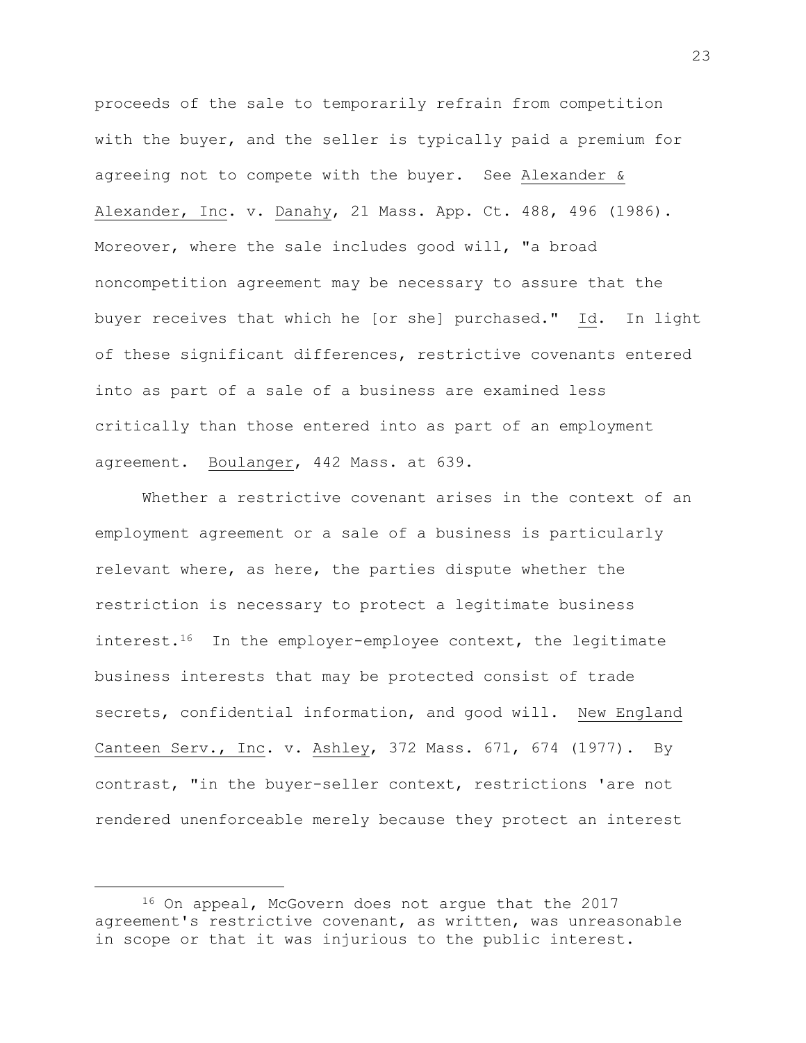proceeds of the sale to temporarily refrain from competition with the buyer, and the seller is typically paid a premium for agreeing not to compete with the buyer. See Alexander & Alexander, Inc. v. Danahy, 21 Mass. App. Ct. 488, 496 (1986). Moreover, where the sale includes good will, "a broad noncompetition agreement may be necessary to assure that the buyer receives that which he [or she] purchased." Id. In light of these significant differences, restrictive covenants entered into as part of a sale of a business are examined less critically than those entered into as part of an employment agreement. Boulanger, 442 Mass. at 639.

Whether a restrictive covenant arises in the context of an employment agreement or a sale of a business is particularly relevant where, as here, the parties dispute whether the restriction is necessary to protect a legitimate business interest.[16] In the employer-employee context, the legitimate business interests that may be protected consist of trade secrets, confidential information, and good will. New England Canteen Serv., Inc. v. Ashley, 372 Mass. 671, 674 (1977). By contrast, "in the buyer-seller context, restrictions 'are not rendered unenforceable merely because they protect an interest

[16] On appeal, McGovern does not argue that the 2017 agreement's restrictive covenant, as written, was unreasonable in scope or that it was injurious to the public interest.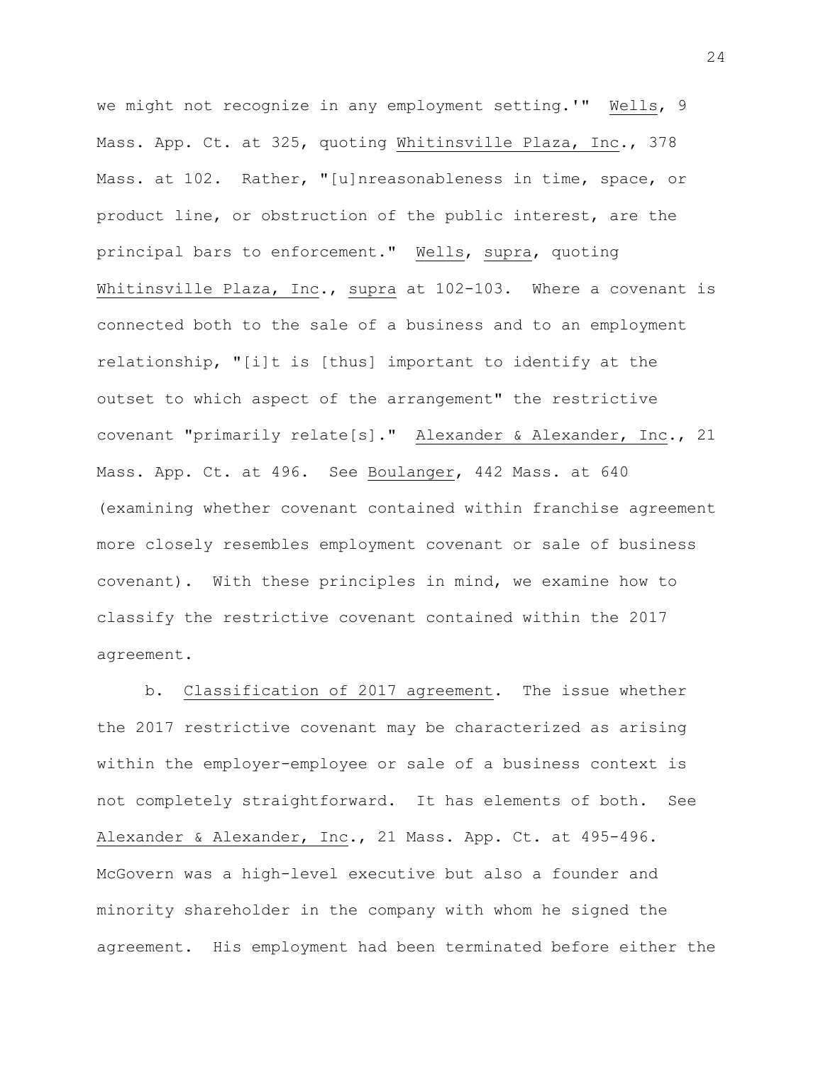we might not recognize in any employment setting.'" Wells, 9 Mass. App. Ct. at 325, quoting Whitinsville Plaza, Inc., 378 Mass. at 102. Rather, "[u]nreasonableness in time, space, or product line, or obstruction of the public interest, are the principal bars to enforcement." Wells, supra, quoting Whitinsville Plaza, Inc., supra at 102-103. Where a covenant is connected both to the sale of a business and to an employment relationship, "[i]t is [thus] important to identify at the outset to which aspect of the arrangement" the restrictive covenant "primarily relate[s]." Alexander & Alexander, Inc., 21 Mass. App. Ct. at 496. See Boulanger, 442 Mass. at 640 (examining whether covenant contained within franchise agreement more closely resembles employment covenant or sale of business covenant). With these principles in mind, we examine how to classify the restrictive covenant contained within the 2017 agreement.

b. Classification of 2017 agreement. The issue whether the 2017 restrictive covenant may be characterized as arising within the employer-employee or sale of a business context is not completely straightforward. It has elements of both. See Alexander & Alexander, Inc., 21 Mass. App. Ct. at 495-496. McGovern was a high-level executive but also a founder and minority shareholder in the company with whom he signed the agreement. His employment had been terminated before either the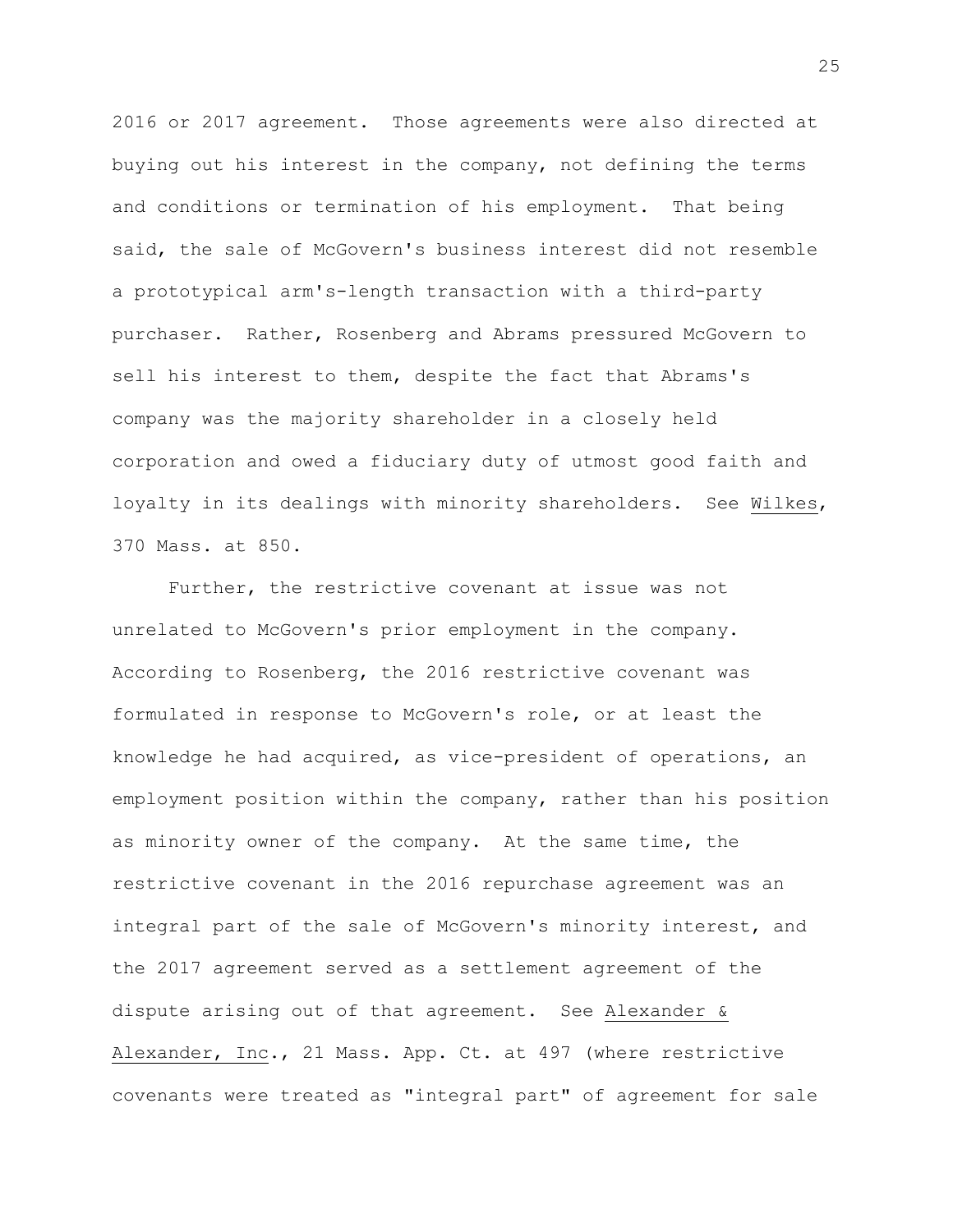2016 or 2017 agreement. Those agreements were also directed at buying out his interest in the company, not defining the terms and conditions or termination of his employment. That being said, the sale of McGovern's business interest did not resemble a prototypical arm's-length transaction with a third-party purchaser. Rather, Rosenberg and Abrams pressured McGovern to sell his interest to them, despite the fact that Abrams's company was the majority shareholder in a closely held corporation and owed a fiduciary duty of utmost good faith and loyalty in its dealings with minority shareholders. See Wilkes, 370 Mass. at 850.

Further, the restrictive covenant at issue was not unrelated to McGovern's prior employment in the company. According to Rosenberg, the 2016 restrictive covenant was formulated in response to McGovern's role, or at least the knowledge he had acquired, as vice-president of operations, an employment position within the company, rather than his position as minority owner of the company. At the same time, the restrictive covenant in the 2016 repurchase agreement was an integral part of the sale of McGovern's minority interest, and the 2017 agreement served as a settlement agreement of the dispute arising out of that agreement. See Alexander & Alexander, Inc., 21 Mass. App. Ct. at 497 (where restrictive covenants were treated as "integral part" of agreement for sale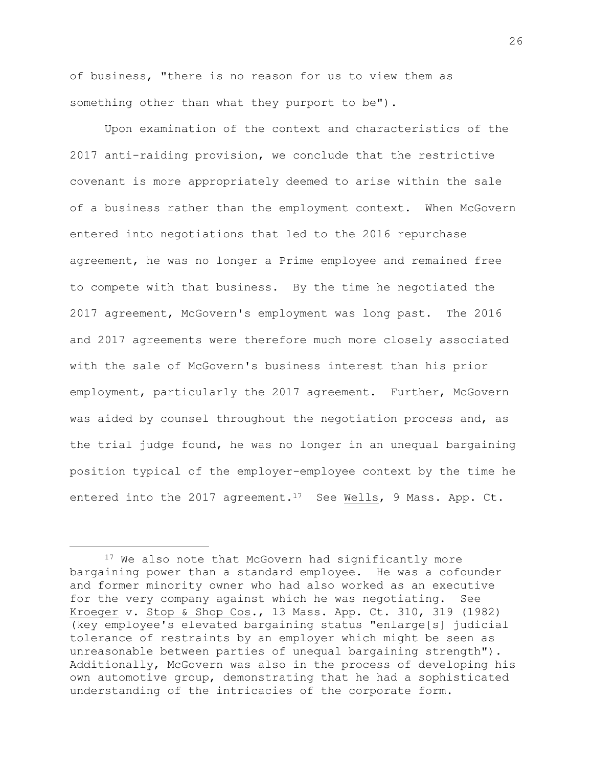of business, "there is no reason for us to view them as something other than what they purport to be").

Upon examination of the context and characteristics of the 2017 anti-raiding provision, we conclude that the restrictive covenant is more appropriately deemed to arise within the sale of a business rather than the employment context. When McGovern entered into negotiations that led to the 2016 repurchase agreement, he was no longer a Prime employee and remained free to compete with that business. By the time he negotiated the 2017 agreement, McGovern's employment was long past. The 2016 and 2017 agreements were therefore much more closely associated with the sale of McGovern's business interest than his prior employment, particularly the 2017 agreement. Further, McGovern was aided by counsel throughout the negotiation process and, as the trial judge found, he was no longer in an unequal bargaining position typical of the employer-employee context by the time he entered into the 2017 agreement.[17] See Wells, 9 Mass. App. Ct.

---

[17] We also note that McGovern had significantly more bargaining power than a standard employee. He was a cofounder and former minority owner who had also worked as an executive for the very company against which he was negotiating. See Kroeger v. Stop & Shop Cos., 13 Mass. App. Ct. 310, 319 (1982) (key employee's elevated bargaining status "enlarge[s] judicial tolerance of restraints by an employer which might be seen as unreasonable between parties of unequal bargaining strength"). Additionally, McGovern was also in the process of developing his own automotive group, demonstrating that he had a sophisticated understanding of the intricacies of the corporate form.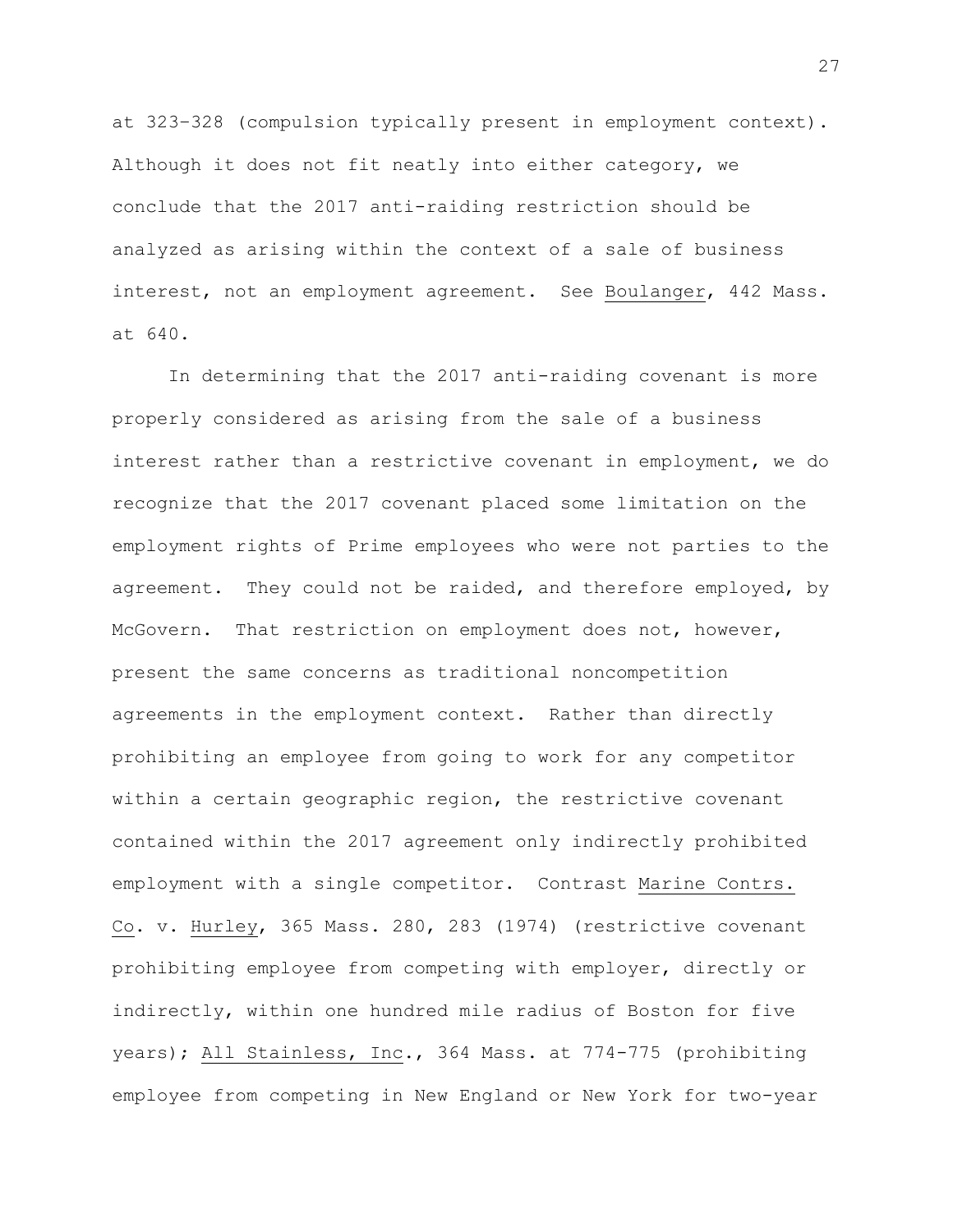at 323-328 (compulsion typically present in employment context). Although it does not fit neatly into either category, we conclude that the 2017 anti-raiding restriction should be analyzed as arising within the context of a sale of business interest, not an employment agreement. See Boulanger, 442 Mass. at 640.

In determining that the 2017 anti-raiding covenant is more properly considered as arising from the sale of a business interest rather than a restrictive covenant in employment, we do recognize that the 2017 covenant placed some limitation on the employment rights of Prime employees who were not parties to the agreement. They could not be raided, and therefore employed, by McGovern. That restriction on employment does not, however, present the same concerns as traditional noncompetition agreements in the employment context. Rather than directly prohibiting an employee from going to work for any competitor within a certain geographic region, the restrictive covenant contained within the 2017 agreement only indirectly prohibited employment with a single competitor. Contrast Marine Contrs. Co. v. Hurley, 365 Mass. 280, 283 (1974) (restrictive covenant prohibiting employee from competing with employer, directly or indirectly, within one hundred mile radius of Boston for five years); All Stainless, Inc., 364 Mass. at 774-775 (prohibiting employee from competing in New England or New York for two-year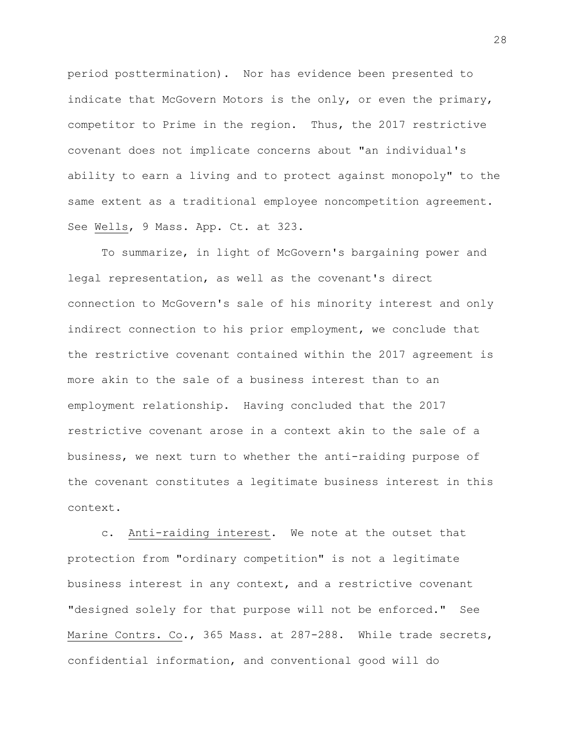period posttermination). Nor has evidence been presented to indicate that McGovern Motors is the only, or even the primary, competitor to Prime in the region. Thus, the 2017 restrictive covenant does not implicate concerns about "an individual's ability to earn a living and to protect against monopoly" to the same extent as a traditional employee noncompetition agreement. See Wells, 9 Mass. App. Ct. at 323.

To summarize, in light of McGovern's bargaining power and legal representation, as well as the covenant's direct connection to McGovern's sale of his minority interest and only indirect connection to his prior employment, we conclude that the restrictive covenant contained within the 2017 agreement is more akin to the sale of a business interest than to an employment relationship. Having concluded that the 2017 restrictive covenant arose in a context akin to the sale of a business, we next turn to whether the anti-raiding purpose of the covenant constitutes a legitimate business interest in this context.

c. Anti-raiding interest. We note at the outset that protection from "ordinary competition" is not a legitimate business interest in any context, and a restrictive covenant "designed solely for that purpose will not be enforced." See Marine Contrs. Co., 365 Mass. at 287-288. While trade secrets, confidential information, and conventional good will do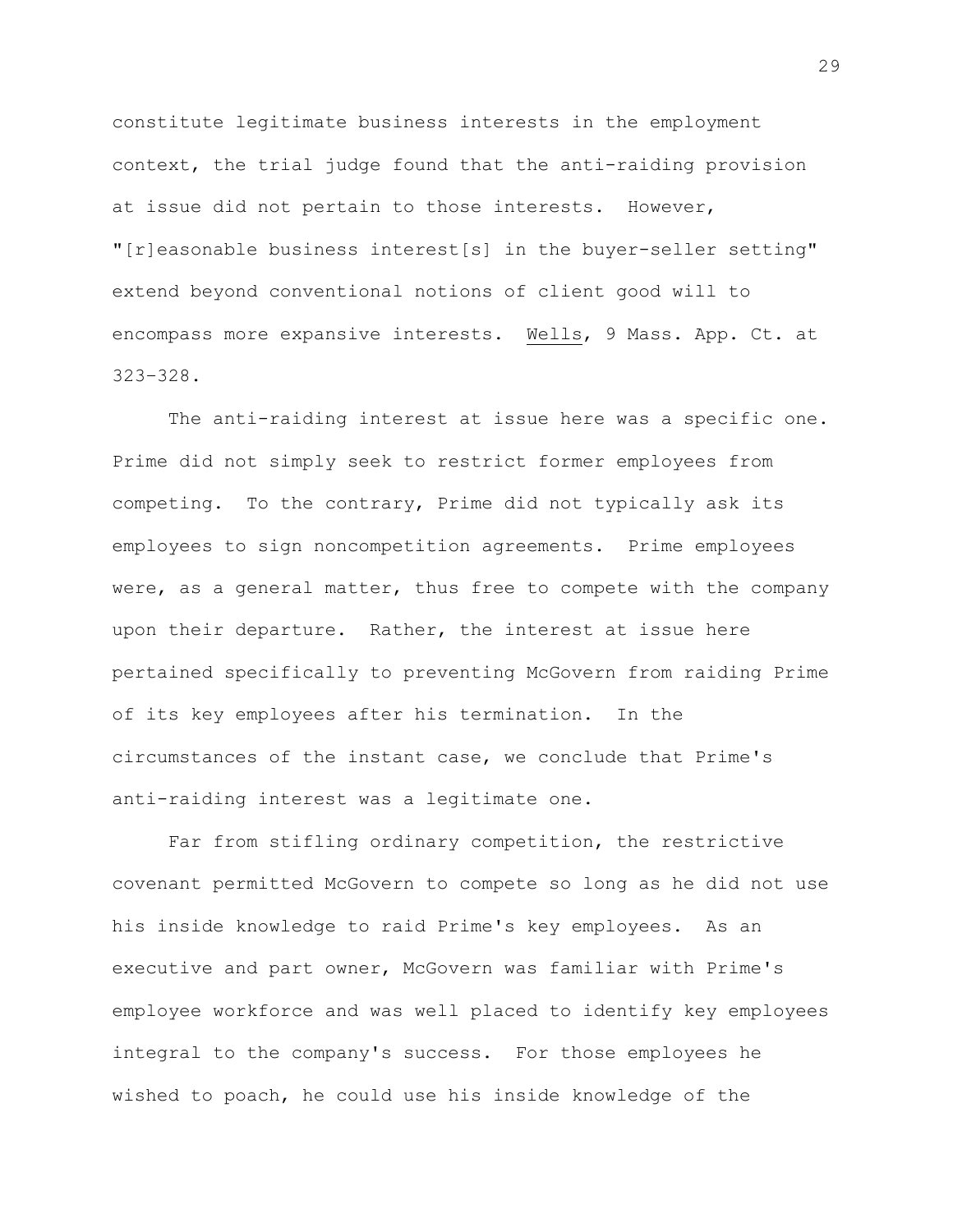constitute legitimate business interests in the employment context, the trial judge found that the anti-raiding provision at issue did not pertain to those interests. However, "[r]easonable business interest[s] in the buyer-seller setting" extend beyond conventional notions of client good will to encompass more expansive interests. Wells, 9 Mass. App. Ct. at 323-328.

The anti-raiding interest at issue here was a specific one. Prime did not simply seek to restrict former employees from competing. To the contrary, Prime did not typically ask its employees to sign noncompetition agreements. Prime employees were, as a general matter, thus free to compete with the company upon their departure. Rather, the interest at issue here pertained specifically to preventing McGovern from raiding Prime of its key employees after his termination. In the circumstances of the instant case, we conclude that Prime's anti-raiding interest was a legitimate one.

Far from stifling ordinary competition, the restrictive covenant permitted McGovern to compete so long as he did not use his inside knowledge to raid Prime's key employees. As an executive and part owner, McGovern was familiar with Prime's employee workforce and was well placed to identify key employees integral to the company's success. For those employees he wished to poach, he could use his inside knowledge of the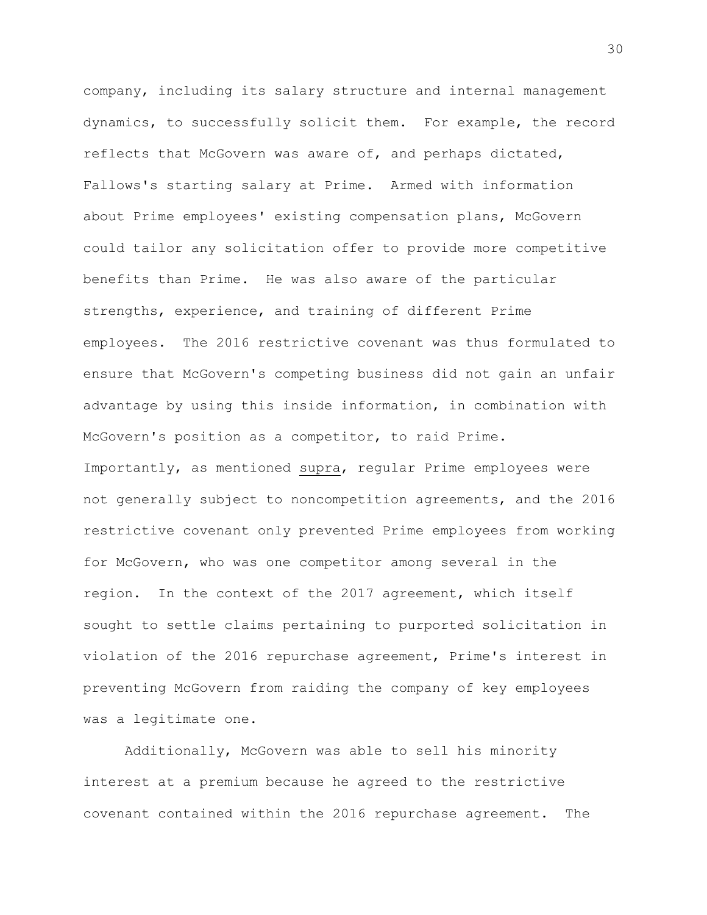company, including its salary structure and internal management dynamics, to successfully solicit them. For example, the record reflects that McGovern was aware of, and perhaps dictated, Fallows's starting salary at Prime. Armed with information about Prime employees' existing compensation plans, McGovern could tailor any solicitation offer to provide more competitive benefits than Prime. He was also aware of the particular strengths, experience, and training of different Prime employees. The 2016 restrictive covenant was thus formulated to ensure that McGovern's competing business did not gain an unfair advantage by using this inside information, in combination with McGovern's position as a competitor, to raid Prime. Importantly, as mentioned supra, regular Prime employees were not generally subject to noncompetition agreements, and the 2016 restrictive covenant only prevented Prime employees from working for McGovern, who was one competitor among several in the region. In the context of the 2017 agreement, which itself sought to settle claims pertaining to purported solicitation in violation of the 2016 repurchase agreement, Prime's interest in preventing McGovern from raiding the company of key employees was a legitimate one.

Additionally, McGovern was able to sell his minority interest at a premium because he agreed to the restrictive covenant contained within the 2016 repurchase agreement. The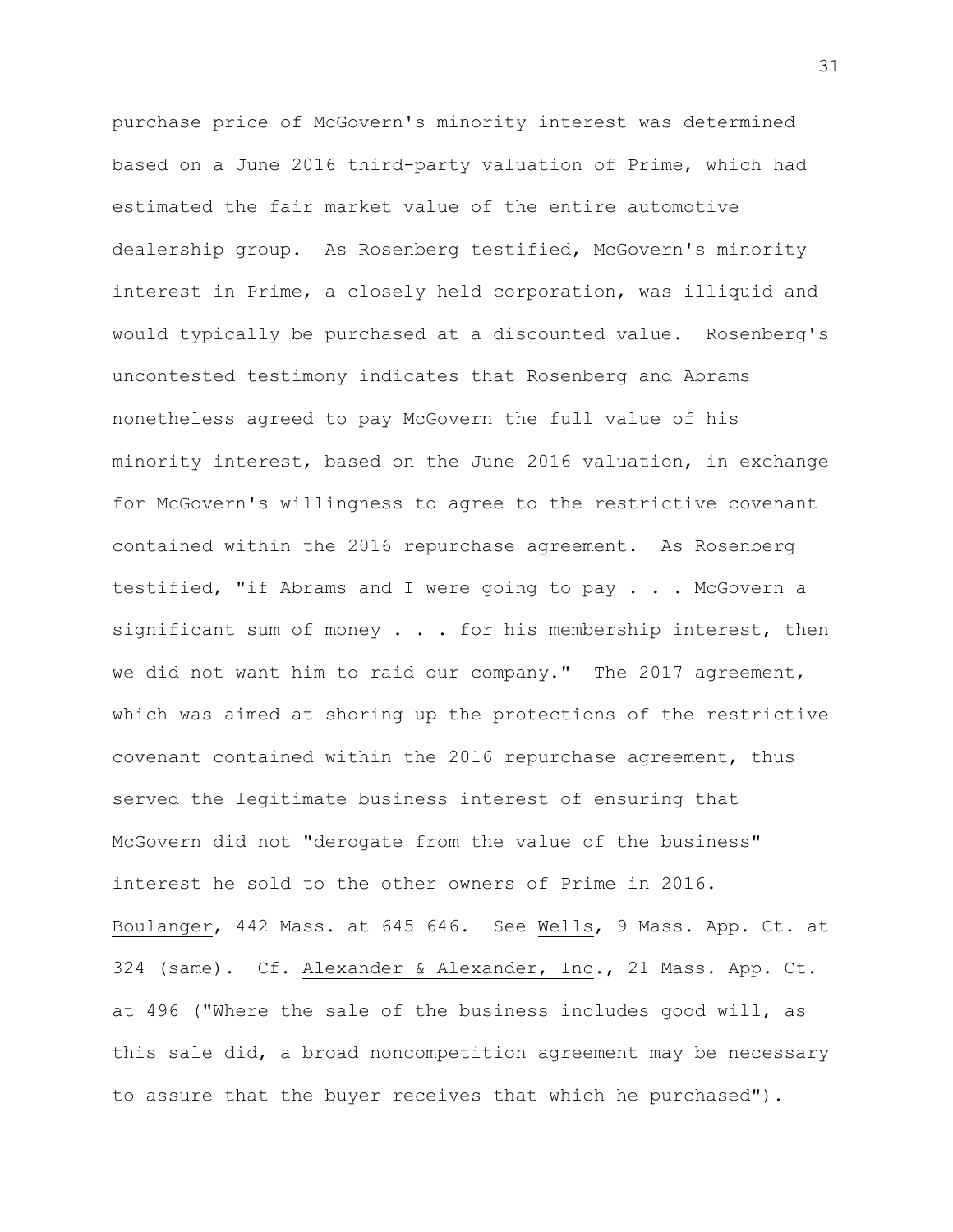purchase price of McGovern's minority interest was determined based on a June 2016 third-party valuation of Prime, which had estimated the fair market value of the entire automotive dealership group. As Rosenberg testified, McGovern's minority interest in Prime, a closely held corporation, was illiquid and would typically be purchased at a discounted value. Rosenberg's uncontested testimony indicates that Rosenberg and Abrams nonetheless agreed to pay McGovern the full value of his minority interest, based on the June 2016 valuation, in exchange for McGovern's willingness to agree to the restrictive covenant contained within the 2016 repurchase agreement. As Rosenberg testified, "if Abrams and I were going to pay . . . McGovern a significant sum of money . . . for his membership interest, then we did not want him to raid our company." The 2017 agreement, which was aimed at shoring up the protections of the restrictive covenant contained within the 2016 repurchase agreement, thus served the legitimate business interest of ensuring that McGovern did not "derogate from the value of the business" interest he sold to the other owners of Prime in 2016. Boulanger, 442 Mass. at 645-646. See Wells, 9 Mass. App. Ct. at 324 (same). Cf. Alexander & Alexander, Inc., 21 Mass. App. Ct. at 496 ("Where the sale of the business includes good will, as this sale did, a broad noncompetition agreement may be necessary to assure that the buyer receives that which he purchased").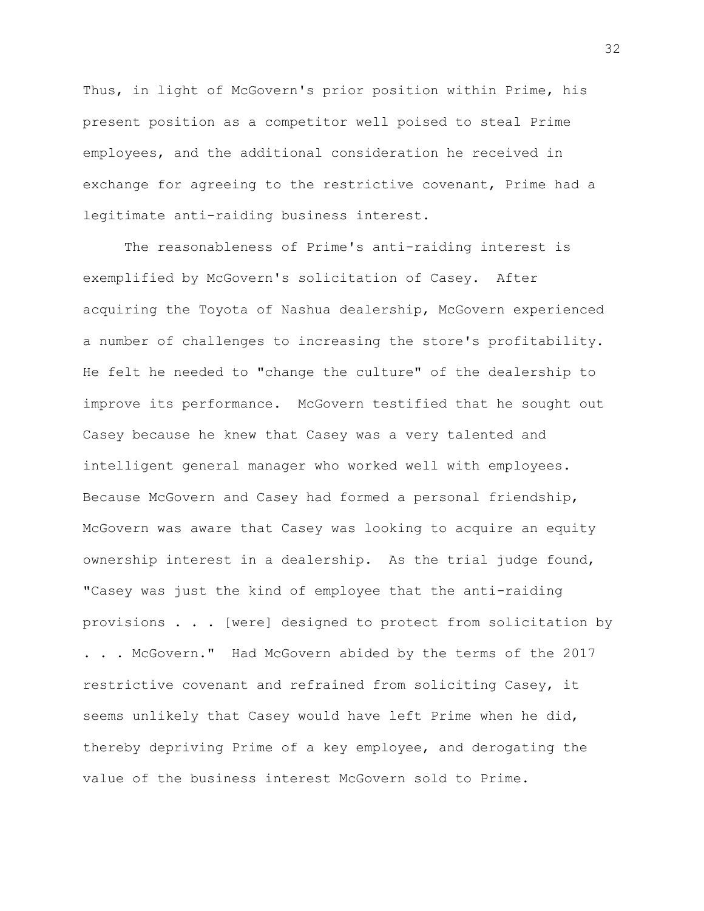Thus, in light of McGovern's prior position within Prime, his present position as a competitor well poised to steal Prime employees, and the additional consideration he received in exchange for agreeing to the restrictive covenant, Prime had a legitimate anti-raiding business interest.

The reasonableness of Prime's anti-raiding interest is exemplified by McGovern's solicitation of Casey. After acquiring the Toyota of Nashua dealership, McGovern experienced a number of challenges to increasing the store's profitability. He felt he needed to "change the culture" of the dealership to improve its performance. McGovern testified that he sought out Casey because he knew that Casey was a very talented and intelligent general manager who worked well with employees. Because McGovern and Casey had formed a personal friendship, McGovern was aware that Casey was looking to acquire an equity ownership interest in a dealership. As the trial judge found, "Casey was just the kind of employee that the anti-raiding provisions . . . [were] designed to protect from solicitation by . . . McGovern." Had McGovern abided by the terms of the 2017 restrictive covenant and refrained from soliciting Casey, it seems unlikely that Casey would have left Prime when he did, thereby depriving Prime of a key employee, and derogating the value of the business interest McGovern sold to Prime.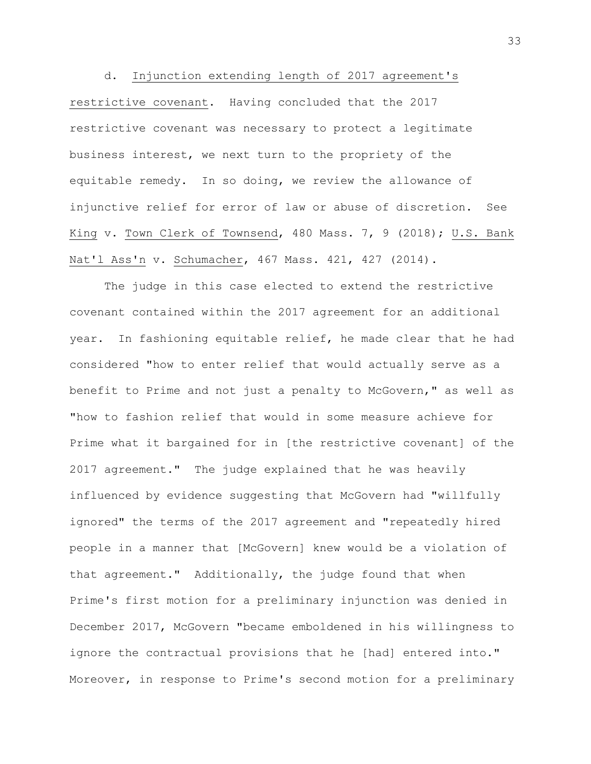d. Injunction extending length of 2017 agreement's restrictive covenant. Having concluded that the 2017 restrictive covenant was necessary to protect a legitimate business interest, we next turn to the propriety of the equitable remedy. In so doing, we review the allowance of injunctive relief for error of law or abuse of discretion. See King v. Town Clerk of Townsend, 480 Mass. 7, 9 (2018); U.S. Bank Nat'l Ass'n v. Schumacher, 467 Mass. 421, 427 (2014).

The judge in this case elected to extend the restrictive covenant contained within the 2017 agreement for an additional year. In fashioning equitable relief, he made clear that he had considered "how to enter relief that would actually serve as a benefit to Prime and not just a penalty to McGovern," as well as "how to fashion relief that would in some measure achieve for Prime what it bargained for in [the restrictive covenant] of the 2017 agreement." The judge explained that he was heavily influenced by evidence suggesting that McGovern had "willfully ignored" the terms of the 2017 agreement and "repeatedly hired people in a manner that [McGovern] knew would be a violation of that agreement." Additionally, the judge found that when Prime's first motion for a preliminary injunction was denied in December 2017, McGovern "became emboldened in his willingness to ignore the contractual provisions that he [had] entered into." Moreover, in response to Prime's second motion for a preliminary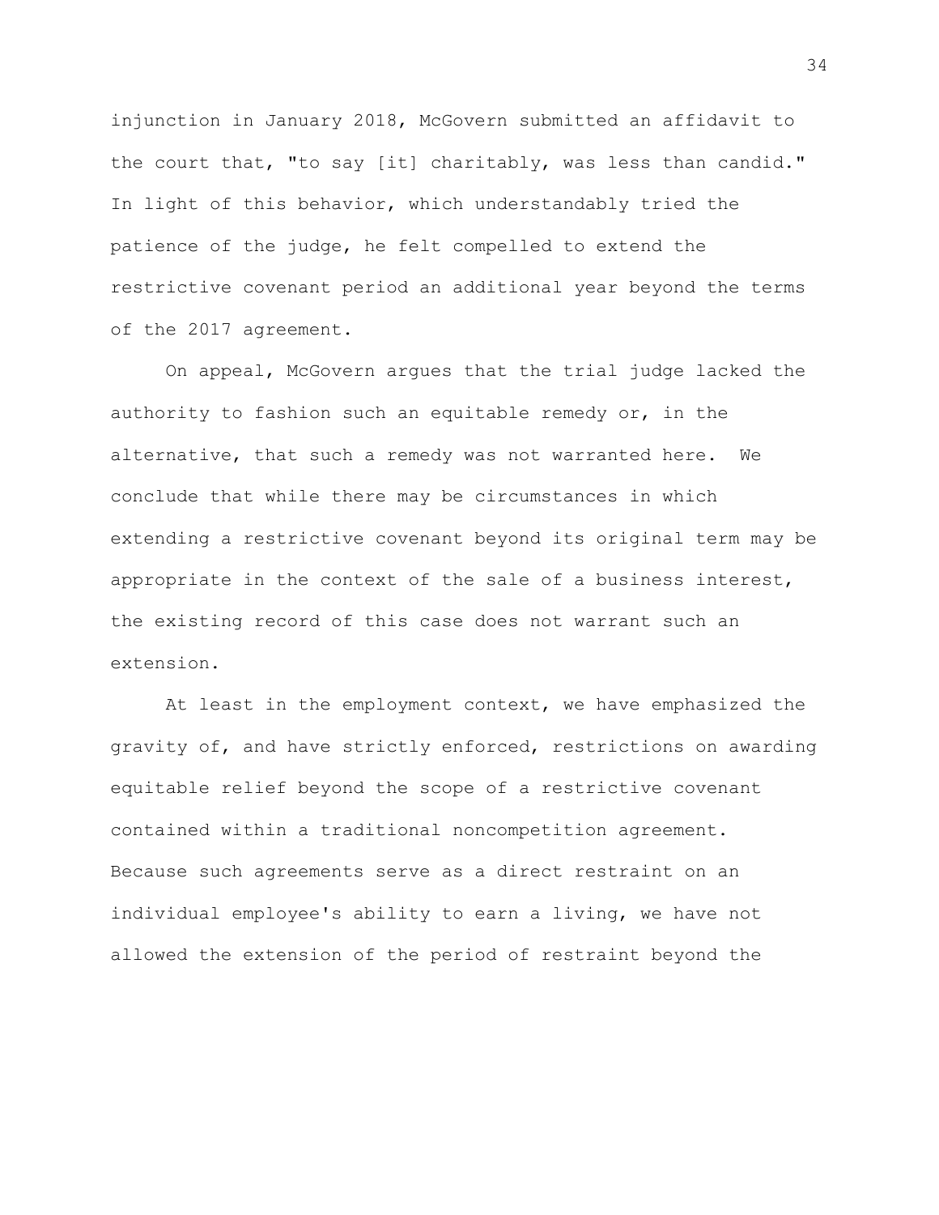injunction in January 2018, McGovern submitted an affidavit to the court that, "to say [it] charitably, was less than candid." In light of this behavior, which understandably tried the patience of the judge, he felt compelled to extend the restrictive covenant period an additional year beyond the terms of the 2017 agreement.

On appeal, McGovern argues that the trial judge lacked the authority to fashion such an equitable remedy or, in the alternative, that such a remedy was not warranted here. We conclude that while there may be circumstances in which extending a restrictive covenant beyond its original term may be appropriate in the context of the sale of a business interest, the existing record of this case does not warrant such an extension.

At least in the employment context, we have emphasized the gravity of, and have strictly enforced, restrictions on awarding equitable relief beyond the scope of a restrictive covenant contained within a traditional noncompetition agreement. Because such agreements serve as a direct restraint on an individual employee's ability to earn a living, we have not allowed the extension of the period of restraint beyond the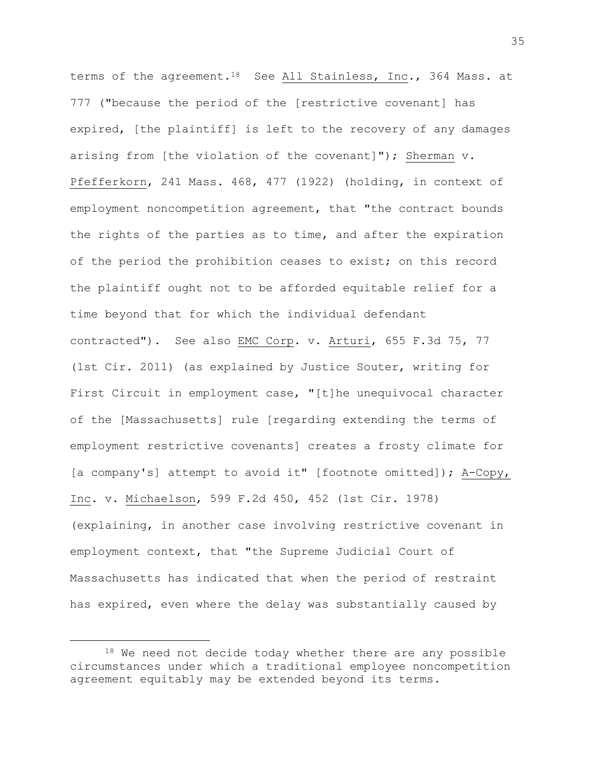terms of the agreement.[18] See All Stainless, Inc., 364 Mass. at 777 ("because the period of the [restrictive covenant] has expired, [the plaintiff] is left to the recovery of any damages arising from [the violation of the covenant]"); Sherman v. Pfefferkorn, 241 Mass. 468, 477 (1922) (holding, in context of employment noncompetition agreement, that "the contract bounds the rights of the parties as to time, and after the expiration of the period the prohibition ceases to exist; on this record the plaintiff ought not to be afforded equitable relief for a time beyond that for which the individual defendant contracted"). See also EMC Corp. v. Arturi, 655 F.3d 75, 77 (1st Cir. 2011) (as explained by Justice Souter, writing for First Circuit in employment case, "[t]he unequivocal character of the [Massachusetts] rule [regarding extending the terms of employment restrictive covenants] creates a frosty climate for [a company's] attempt to avoid it" [footnote omitted]); A-Copy, Inc. v. Michaelson, 599 F.2d 450, 452 (1st Cir. 1978) (explaining, in another case involving restrictive covenant in employment context, that "the Supreme Judicial Court of Massachusetts has indicated that when the period of restraint has expired, even where the delay was substantially caused by

---

[18] We need not decide today whether there are any possible circumstances under which a traditional employee noncompetition agreement equitably may be extended beyond its terms.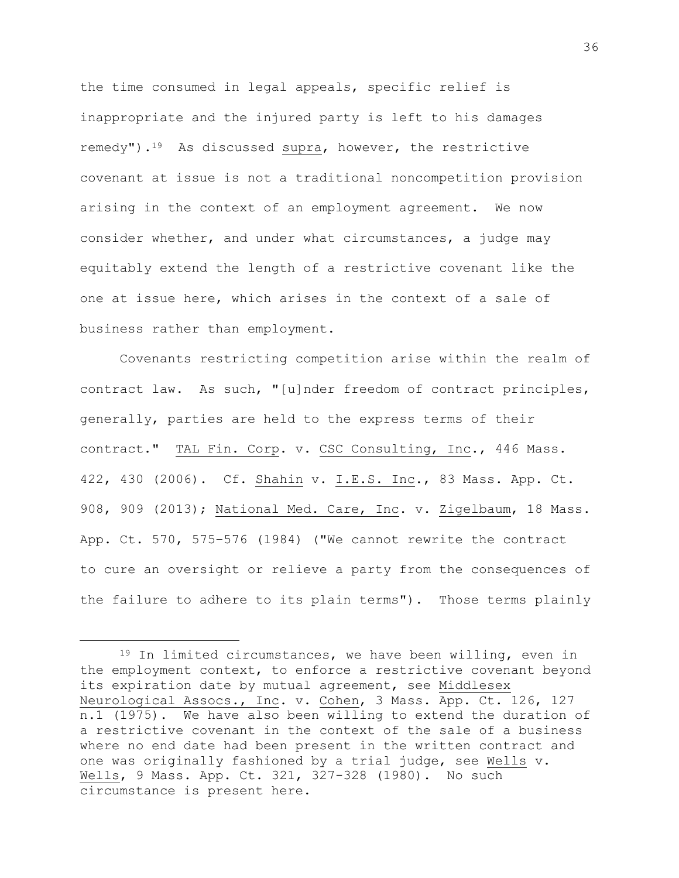the time consumed in legal appeals, specific relief is inappropriate and the injured party is left to his damages remedy").[19] As discussed supra, however, the restrictive covenant at issue is not a traditional noncompetition provision arising in the context of an employment agreement. We now consider whether, and under what circumstances, a judge may equitably extend the length of a restrictive covenant like the one at issue here, which arises in the context of a sale of business rather than employment.

Covenants restricting competition arise within the realm of contract law. As such, "[u]nder freedom of contract principles, generally, parties are held to the express terms of their contract." TAL Fin. Corp. v. CSC Consulting, Inc., 446 Mass. 422, 430 (2006). Cf. Shahin v. I.E.S. Inc., 83 Mass. App. Ct. 908, 909 (2013); National Med. Care, Inc. v. Zigelbaum, 18 Mass. App. Ct. 570, 575–576 (1984) ("We cannot rewrite the contract to cure an oversight or relieve a party from the consequences of the failure to adhere to its plain terms"). Those terms plainly

---

[19] In limited circumstances, we have been willing, even in the employment context, to enforce a restrictive covenant beyond its expiration date by mutual agreement, see Middlesex Neurological Assocs., Inc. v. Cohen, 3 Mass. App. Ct. 126, 127 n.1 (1975). We have also been willing to extend the duration of a restrictive covenant in the context of the sale of a business where no end date had been present in the written contract and one was originally fashioned by a trial judge, see Wells v. Wells, 9 Mass. App. Ct. 321, 327-328 (1980). No such circumstance is present here.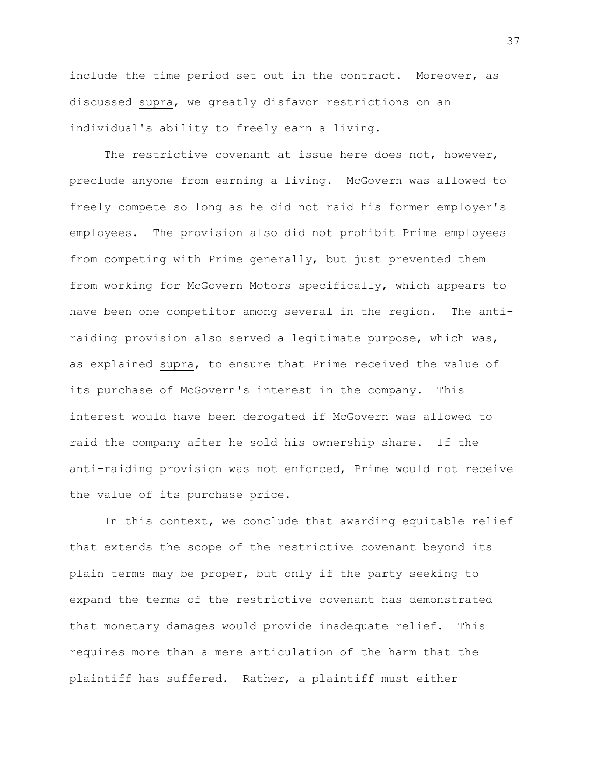include the time period set out in the contract. Moreover, as discussed _supra_, we greatly disfavor restrictions on an individual's ability to freely earn a living.

The restrictive covenant at issue here does not, however, preclude anyone from earning a living. McGovern was allowed to freely compete so long as he did not raid his former employer's employees. The provision also did not prohibit Prime employees from competing with Prime generally, but just prevented them from working for McGovern Motors specifically, which appears to have been one competitor among several in the region. The anti-raiding provision also served a legitimate purpose, which was, as explained _supra_, to ensure that Prime received the value of its purchase of McGovern's interest in the company. This interest would have been derogated if McGovern was allowed to raid the company after he sold his ownership share. If the anti-raiding provision was not enforced, Prime would not receive the value of its purchase price.

In this context, we conclude that awarding equitable relief that extends the scope of the restrictive covenant beyond its plain terms may be proper, but only if the party seeking to expand the terms of the restrictive covenant has demonstrated that monetary damages would provide inadequate relief. This requires more than a mere articulation of the harm that the plaintiff has suffered. Rather, a plaintiff must either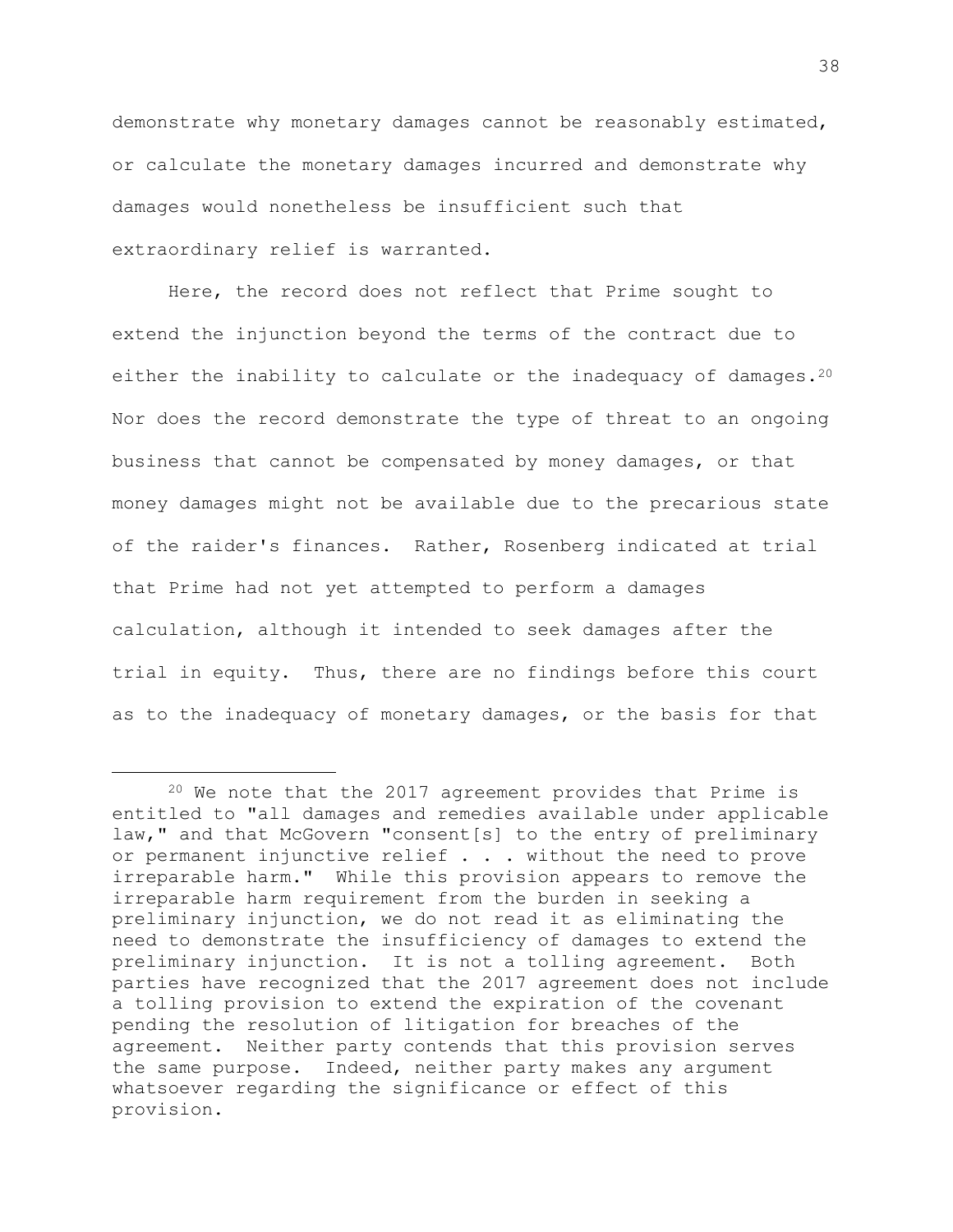demonstrate why monetary damages cannot be reasonably estimated, or calculate the monetary damages incurred and demonstrate why damages would nonetheless be insufficient such that extraordinary relief is warranted.

Here, the record does not reflect that Prime sought to extend the injunction beyond the terms of the contract due to either the inability to calculate or the inadequacy of damages.[20] Nor does the record demonstrate the type of threat to an ongoing business that cannot be compensated by money damages, or that money damages might not be available due to the precarious state of the raider's finances. Rather, Rosenberg indicated at trial that Prime had not yet attempted to perform a damages calculation, although it intended to seek damages after the trial in equity. Thus, there are no findings before this court as to the inadequacy of monetary damages, or the basis for that

---

[20] We note that the 2017 agreement provides that Prime is entitled to "all damages and remedies available under applicable law," and that McGovern "consent[s] to the entry of preliminary or permanent injunctive relief . . . without the need to prove irreparable harm." While this provision appears to remove the irreparable harm requirement from the burden in seeking a preliminary injunction, we do not read it as eliminating the need to demonstrate the insufficiency of damages to extend the preliminary injunction. It is not a tolling agreement. Both parties have recognized that the 2017 agreement does not include a tolling provision to extend the expiration of the covenant pending the resolution of litigation for breaches of the agreement. Neither party contends that this provision serves the same purpose. Indeed, neither party makes any argument whatsoever regarding the significance or effect of this provision.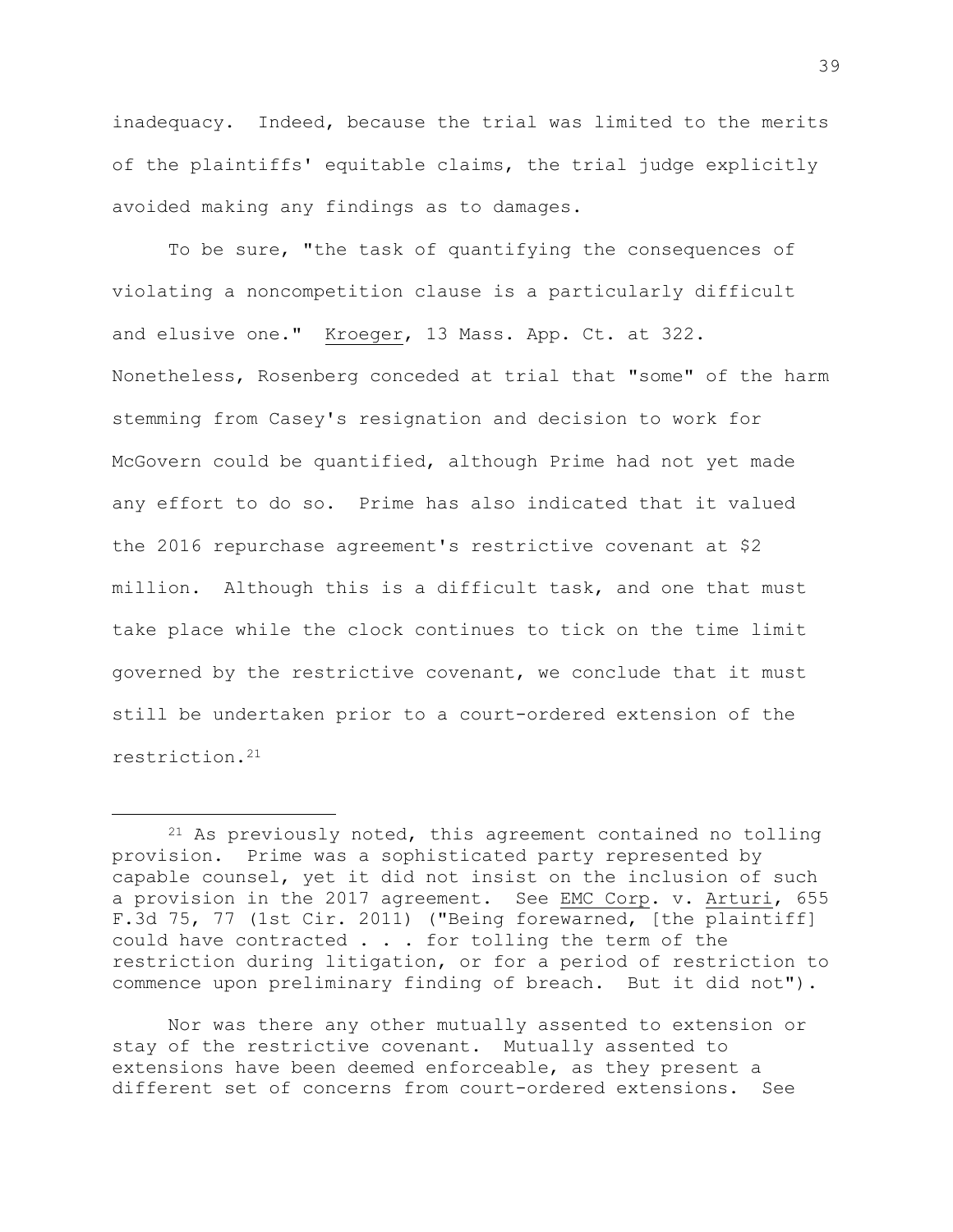inadequacy. Indeed, because the trial was limited to the merits of the plaintiffs' equitable claims, the trial judge explicitly avoided making any findings as to damages.

To be sure, "the task of quantifying the consequences of violating a noncompetition clause is a particularly difficult and elusive one." Kroeger, 13 Mass. App. Ct. at 322. Nonetheless, Rosenberg conceded at trial that "some" of the harm stemming from Casey's resignation and decision to work for McGovern could be quantified, although Prime had not yet made any effort to do so. Prime has also indicated that it valued the 2016 repurchase agreement's restrictive covenant at $2 million. Although this is a difficult task, and one that must take place while the clock continues to tick on the time limit governed by the restrictive covenant, we conclude that it must still be undertaken prior to a court-ordered extension of the restriction.[21]

---

[21] As previously noted, this agreement contained no tolling provision. Prime was a sophisticated party represented by capable counsel, yet it did not insist on the inclusion of such a provision in the 2017 agreement. See EMC Corp. v. Arturi, 655 F.3d 75, 77 (1st Cir. 2011) ("Being forewarned, [the plaintiff] could have contracted . . . for tolling the term of the restriction during litigation, or for a period of restriction to commence upon preliminary finding of breach. But it did not").

Nor was there any other mutually assented to extension or stay of the restrictive covenant. Mutually assented to extensions have been deemed enforceable, as they present a different set of concerns from court-ordered extensions. See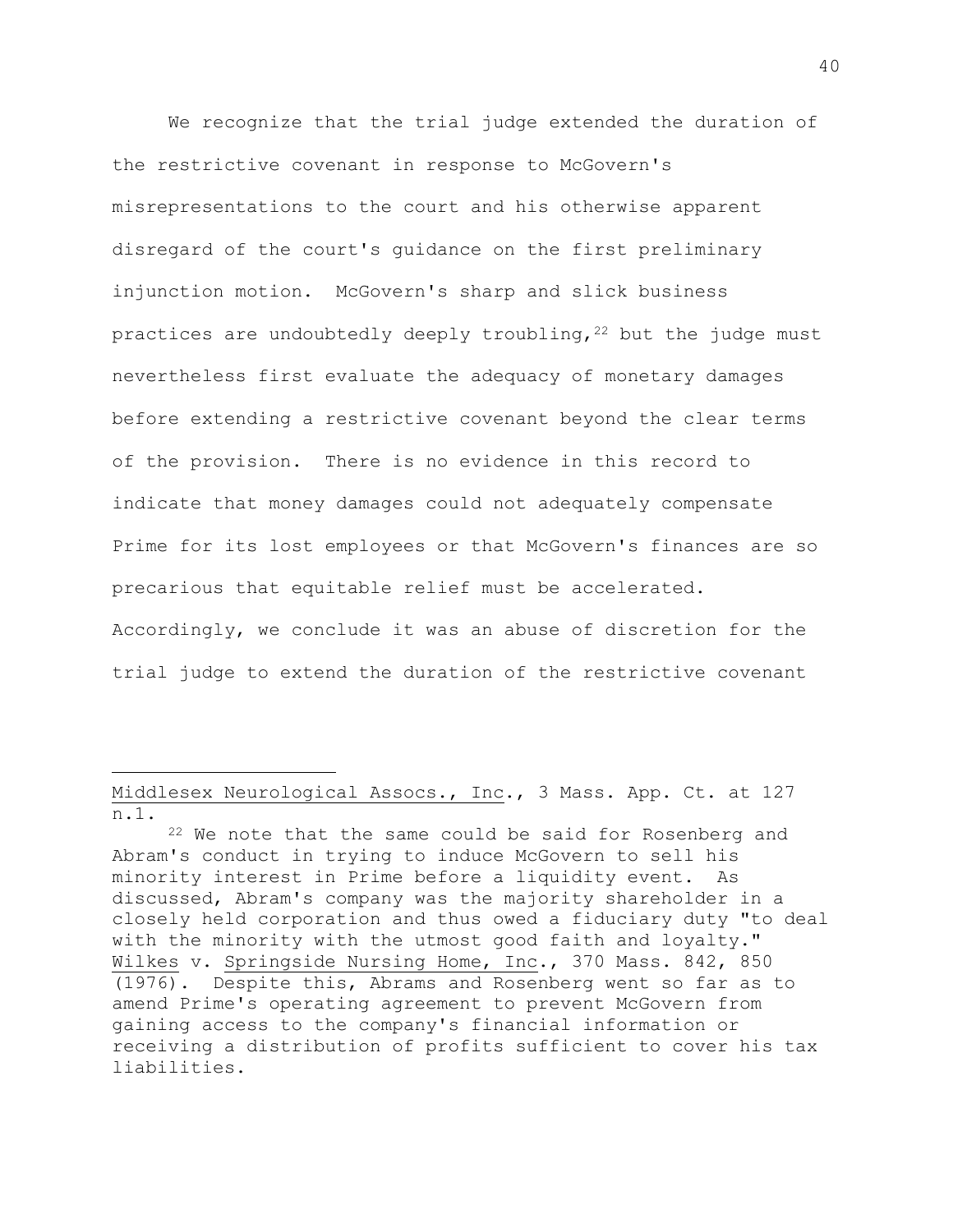We recognize that the trial judge extended the duration of the restrictive covenant in response to McGovern's misrepresentations to the court and his otherwise apparent disregard of the court's guidance on the first preliminary injunction motion. McGovern's sharp and slick business practices are undoubtedly deeply troubling,[22] but the judge must nevertheless first evaluate the adequacy of monetary damages before extending a restrictive covenant beyond the clear terms of the provision. There is no evidence in this record to indicate that money damages could not adequately compensate Prime for its lost employees or that McGovern's finances are so precarious that equitable relief must be accelerated. Accordingly, we conclude it was an abuse of discretion for the trial judge to extend the duration of the restrictive covenant

---

Middlesex Neurological Assocs., Inc., 3 Mass. App. Ct. at 127 n.1.

[22] We note that the same could be said for Rosenberg and Abram's conduct in trying to induce McGovern to sell his minority interest in Prime before a liquidity event. As discussed, Abram's company was the majority shareholder in a closely held corporation and thus owed a fiduciary duty "to deal with the minority with the utmost good faith and loyalty." Wilkes v. Springside Nursing Home, Inc., 370 Mass. 842, 850 (1976). Despite this, Abrams and Rosenberg went so far as to amend Prime's operating agreement to prevent McGovern from gaining access to the company's financial information or receiving a distribution of profits sufficient to cover his tax liabilities.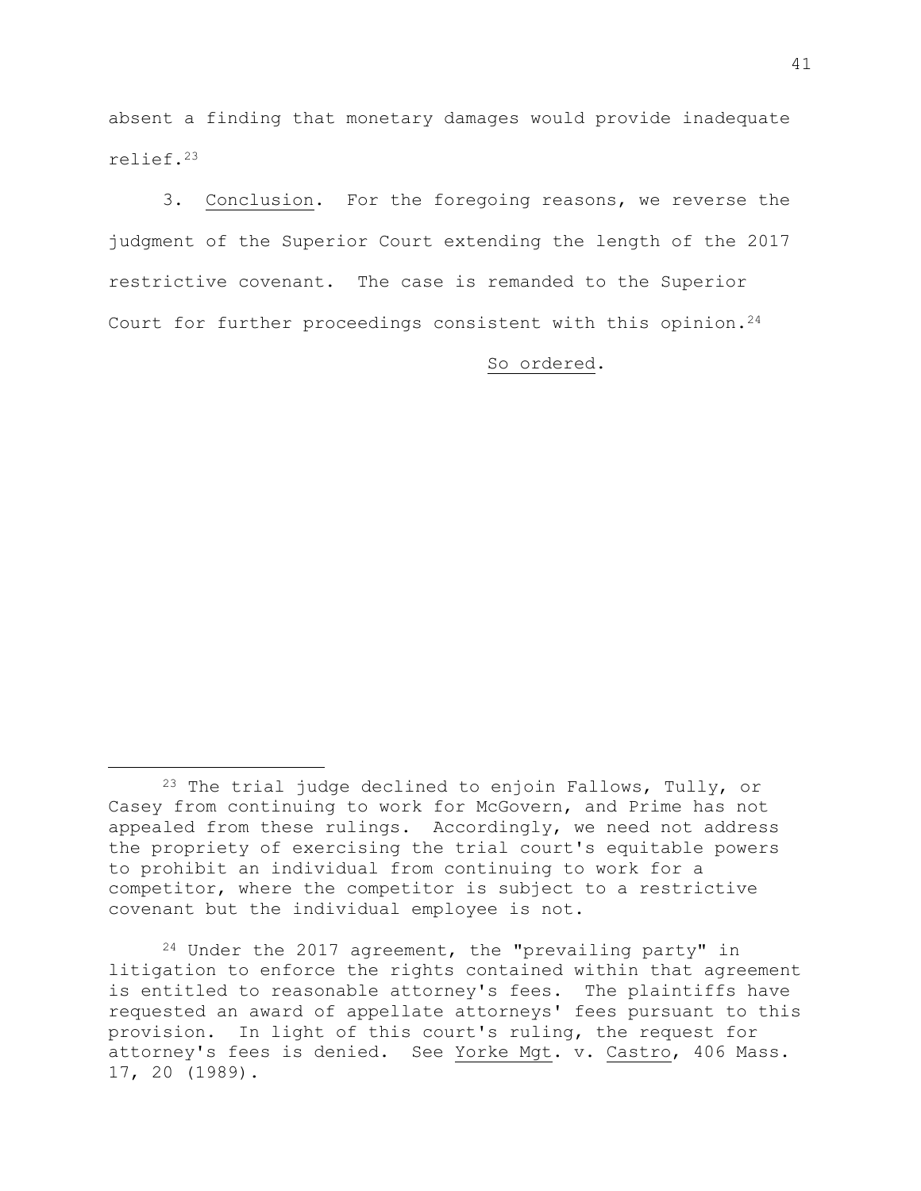absent a finding that monetary damages would provide inadequate relief.[23]

3. Conclusion. For the foregoing reasons, we reverse the judgment of the Superior Court extending the length of the 2017 restrictive covenant. The case is remanded to the Superior Court for further proceedings consistent with this opinion.[24]

So ordered.

---

[23] The trial judge declined to enjoin Fallows, Tully, or Casey from continuing to work for McGovern, and Prime has not appealed from these rulings. Accordingly, we need not address the propriety of exercising the trial court's equitable powers to prohibit an individual from continuing to work for a competitor, where the competitor is subject to a restrictive covenant but the individual employee is not.

[24] Under the 2017 agreement, the "prevailing party" in litigation to enforce the rights contained within that agreement is entitled to reasonable attorney's fees. The plaintiffs have requested an award of appellate attorneys' fees pursuant to this provision. In light of this court's ruling, the request for attorney's fees is denied. See Yorke Mgt. v. Castro, 406 Mass. 17, 20 (1989).